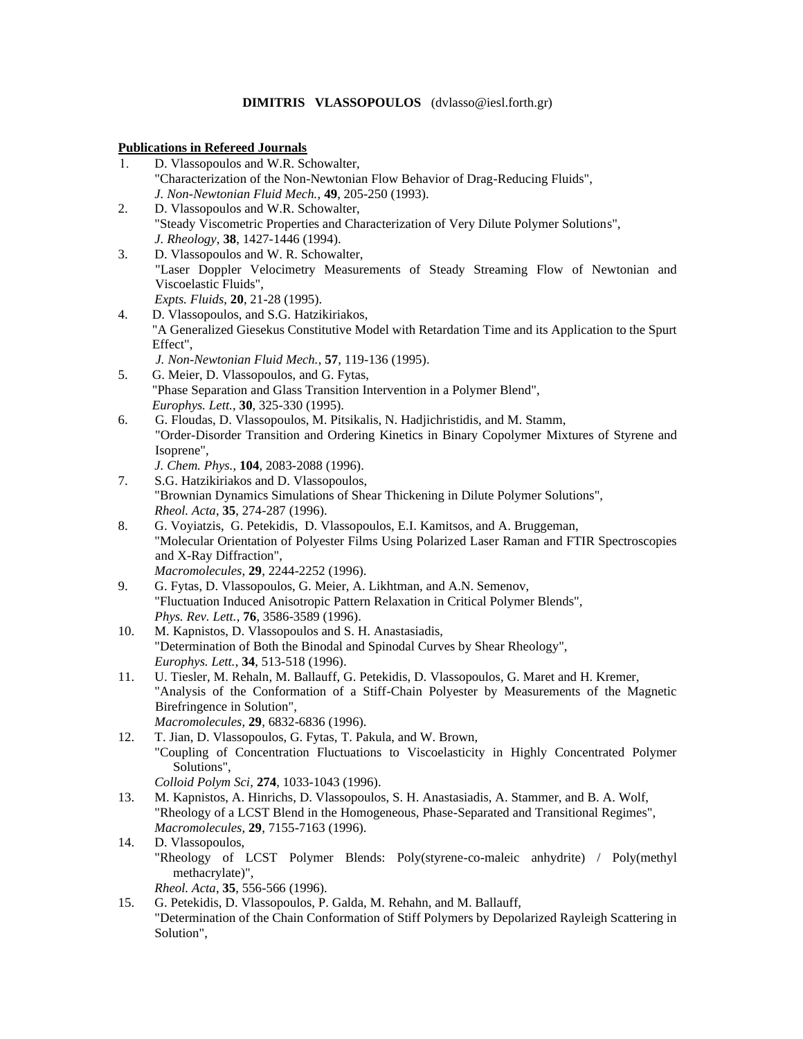**DIMITRIS VLASSOPOULOS** (dvlasso@iesl.forth.gr)

**<u>Publications in Refereed Journals</u>**

1. D. Vlassopoulos and W.R. Schowalter,
   "Characterization of the Non-Newtonian Flow Behavior of Drag-Reducing Fluids",
   *J. Non-Newtonian Fluid Mech.*, **49**, 205-250 (1993).
2. D. Vlassopoulos and W.R. Schowalter,
   "Steady Viscometric Properties and Characterization of Very Dilute Polymer Solutions",
   *J. Rheology*, **38**, 1427-1446 (1994).
3. D. Vlassopoulos and W. R. Schowalter,
   "Laser Doppler Velocimetry Measurements of Steady Streaming Flow of Newtonian and Viscoelastic Fluids",
   *Expts. Fluids*, **20**, 21-28 (1995).
4. D. Vlassopoulos, and S.G. Hatzikiriakos,
   "A Generalized Giesekus Constitutive Model with Retardation Time and its Application to the Spurt Effect",
   *J. Non-Newtonian Fluid Mech.*, **57**, 119-136 (1995).
5. G. Meier, D. Vlassopoulos, and G. Fytas,
   "Phase Separation and Glass Transition Intervention in a Polymer Blend",
   *Europhys. Lett.*, **30**, 325-330 (1995).
6. G. Floudas, D. Vlassopoulos, M. Pitsikalis, N. Hadjichristidis, and M. Stamm,
   "Order-Disorder Transition and Ordering Kinetics in Binary Copolymer Mixtures of Styrene and Isoprene",
   *J. Chem. Phys.*, **104**, 2083-2088 (1996).
7. S.G. Hatzikiriakos and D. Vlassopoulos,
   "Brownian Dynamics Simulations of Shear Thickening in Dilute Polymer Solutions",
   *Rheol. Acta*, **35**, 274-287 (1996).
8. G. Voyiatzis, G. Petekidis, D. Vlassopoulos, E.I. Kamitsos, and A. Bruggeman,
   "Molecular Orientation of Polyester Films Using Polarized Laser Raman and FTIR Spectroscopies and X-Ray Diffraction",
   *Macromolecules*, **29**, 2244-2252 (1996).
9. G. Fytas, D. Vlassopoulos, G. Meier, A. Likhtman, and A.N. Semenov,
   "Fluctuation Induced Anisotropic Pattern Relaxation in Critical Polymer Blends",
   *Phys. Rev. Lett.*, **76**, 3586-3589 (1996).
10. M. Kapnistos, D. Vlassopoulos and S. H. Anastasiadis,
    "Determination of Both the Binodal and Spinodal Curves by Shear Rheology",
    *Europhys. Lett.*, **34**, 513-518 (1996).
11. U. Tiesler, M. Rehaln, M. Ballauff, G. Petekidis, D. Vlassopoulos, G. Maret and H. Kremer,
    "Analysis of the Conformation of a Stiff-Chain Polyester by Measurements of the Magnetic Birefringence in Solution",
    *Macromolecules*, **29**, 6832-6836 (1996).
12. T. Jian, D. Vlassopoulos, G. Fytas, T. Pakula, and W. Brown,
    "Coupling of Concentration Fluctuations to Viscoelasticity in Highly Concentrated Polymer Solutions",
    *Colloid Polym Sci*, **274**, 1033-1043 (1996).
13. M. Kapnistos, A. Hinrichs, D. Vlassopoulos, S. H. Anastasiadis, A. Stammer, and B. A. Wolf,
    "Rheology of a LCST Blend in the Homogeneous, Phase-Separated and Transitional Regimes",
    *Macromolecules*, **29**, 7155-7163 (1996).
14. D. Vlassopoulos,
    "Rheology of LCST Polymer Blends: Poly(styrene-co-maleic anhydrite) / Poly(methyl methacrylate)",
    *Rheol. Acta*, **35**, 556-566 (1996).
15. G. Petekidis, D. Vlassopoulos, P. Galda, M. Rehahn, and M. Ballauff,
    "Determination of the Chain Conformation of Stiff Polymers by Depolarized Rayleigh Scattering in Solution",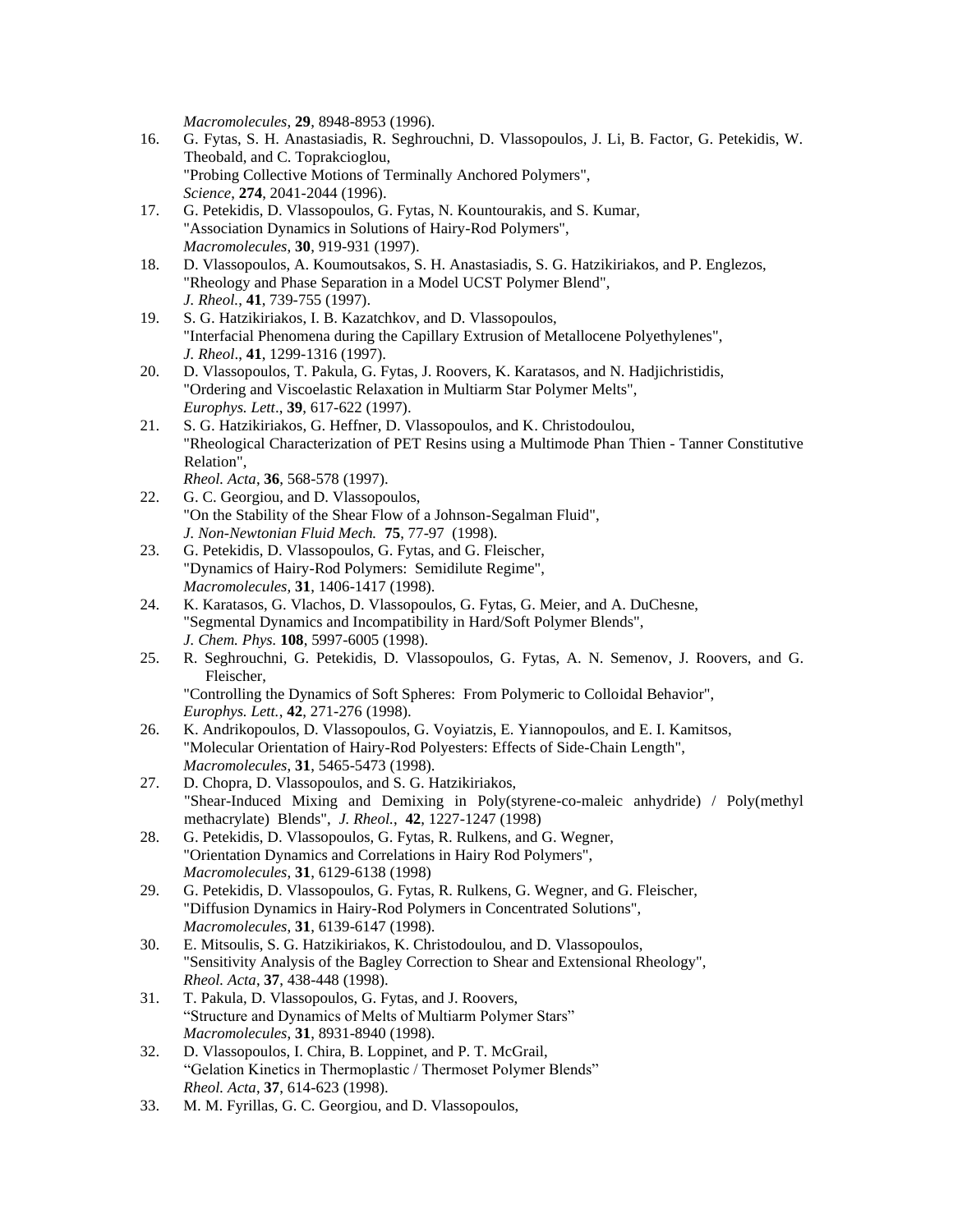*Macromolecules*, **29**, 8948-8953 (1996).

16. G. Fytas, S. H. Anastasiadis, R. Seghrouchni, D. Vlassopoulos, J. Li, B. Factor, G. Petekidis, W. Theobald, and C. Toprakcioglou,
"Probing Collective Motions of Terminally Anchored Polymers",
*Science*, **274**, 2041-2044 (1996).
17. G. Petekidis, D. Vlassopoulos, G. Fytas, N. Kountourakis, and S. Kumar,
"Association Dynamics in Solutions of Hairy-Rod Polymers",
*Macromolecules*, **30**, 919-931 (1997).
18. D. Vlassopoulos, A. Koumoutsakos, S. H. Anastasiadis, S. G. Hatzikiriakos, and P. Englezos,
"Rheology and Phase Separation in a Model UCST Polymer Blend",
*J. Rheol.*, **41**, 739-755 (1997).
19. S. G. Hatzikiriakos, I. B. Kazatchkov, and D. Vlassopoulos,
"Interfacial Phenomena during the Capillary Extrusion of Metallocene Polyethylenes",
*J. Rheol*., **41**, 1299-1316 (1997).
20. D. Vlassopoulos, T. Pakula, G. Fytas, J. Roovers, K. Karatasos, and N. Hadjichristidis,
"Ordering and Viscoelastic Relaxation in Multiarm Star Polymer Melts",
*Europhys. Lett*., **39**, 617-622 (1997).
21. S. G. Hatzikiriakos, G. Heffner, D. Vlassopoulos, and K. Christodoulou,
"Rheological Characterization of PET Resins using a Multimode Phan Thien - Tanner Constitutive Relation",
*Rheol. Acta*, **36**, 568-578 (1997).
22. G. C. Georgiou, and D. Vlassopoulos,
"On the Stability of the Shear Flow of a Johnson-Segalman Fluid",
*J. Non-Newtonian Fluid Mech.* **75**, 77-97 (1998).
23. G. Petekidis, D. Vlassopoulos, G. Fytas, and G. Fleischer,
"Dynamics of Hairy-Rod Polymers: Semidilute Regime",
*Macromolecules*, **31**, 1406-1417 (1998).
24. K. Karatasos, G. Vlachos, D. Vlassopoulos, G. Fytas, G. Meier, and A. DuChesne,
"Segmental Dynamics and Incompatibility in Hard/Soft Polymer Blends",
*J. Chem. Phys.* **108**, 5997-6005 (1998).
25. R. Seghrouchni, G. Petekidis, D. Vlassopoulos, G. Fytas, A. N. Semenov, J. Roovers, and G. Fleischer,
"Controlling the Dynamics of Soft Spheres: From Polymeric to Colloidal Behavior",
*Europhys. Lett.*, **42**, 271-276 (1998).
26. K. Andrikopoulos, D. Vlassopoulos, G. Voyiatzis, E. Yiannopoulos, and E. I. Kamitsos,
"Molecular Orientation of Hairy-Rod Polyesters: Effects of Side-Chain Length",
*Macromolecules*, **31**, 5465-5473 (1998).
27. D. Chopra, D. Vlassopoulos, and S. G. Hatzikiriakos,
"Shear-Induced Mixing and Demixing in Poly(styrene-co-maleic anhydride) / Poly(methyl methacrylate) Blends", *J. Rheol.*, **42**, 1227-1247 (1998)
28. G. Petekidis, D. Vlassopoulos, G. Fytas, R. Rulkens, and G. Wegner,
"Orientation Dynamics and Correlations in Hairy Rod Polymers",
*Macromolecules*, **31**, 6129-6138 (1998)
29. G. Petekidis, D. Vlassopoulos, G. Fytas, R. Rulkens, G. Wegner, and G. Fleischer,
"Diffusion Dynamics in Hairy-Rod Polymers in Concentrated Solutions",
*Macromolecules*, **31**, 6139-6147 (1998).
30. E. Mitsoulis, S. G. Hatzikiriakos, K. Christodoulou, and D. Vlassopoulos,
"Sensitivity Analysis of the Bagley Correction to Shear and Extensional Rheology",
*Rheol. Acta*, **37**, 438-448 (1998).
31. T. Pakula, D. Vlassopoulos, G. Fytas, and J. Roovers,
"Structure and Dynamics of Melts of Multiarm Polymer Stars"
*Macromolecules*, **31**, 8931-8940 (1998).
32. D. Vlassopoulos, I. Chira, B. Loppinet, and P. T. McGrail,
"Gelation Kinetics in Thermoplastic / Thermoset Polymer Blends"
*Rheol. Acta*, **37**, 614-623 (1998).
33. M. M. Fyrillas, G. C. Georgiou, and D. Vlassopoulos,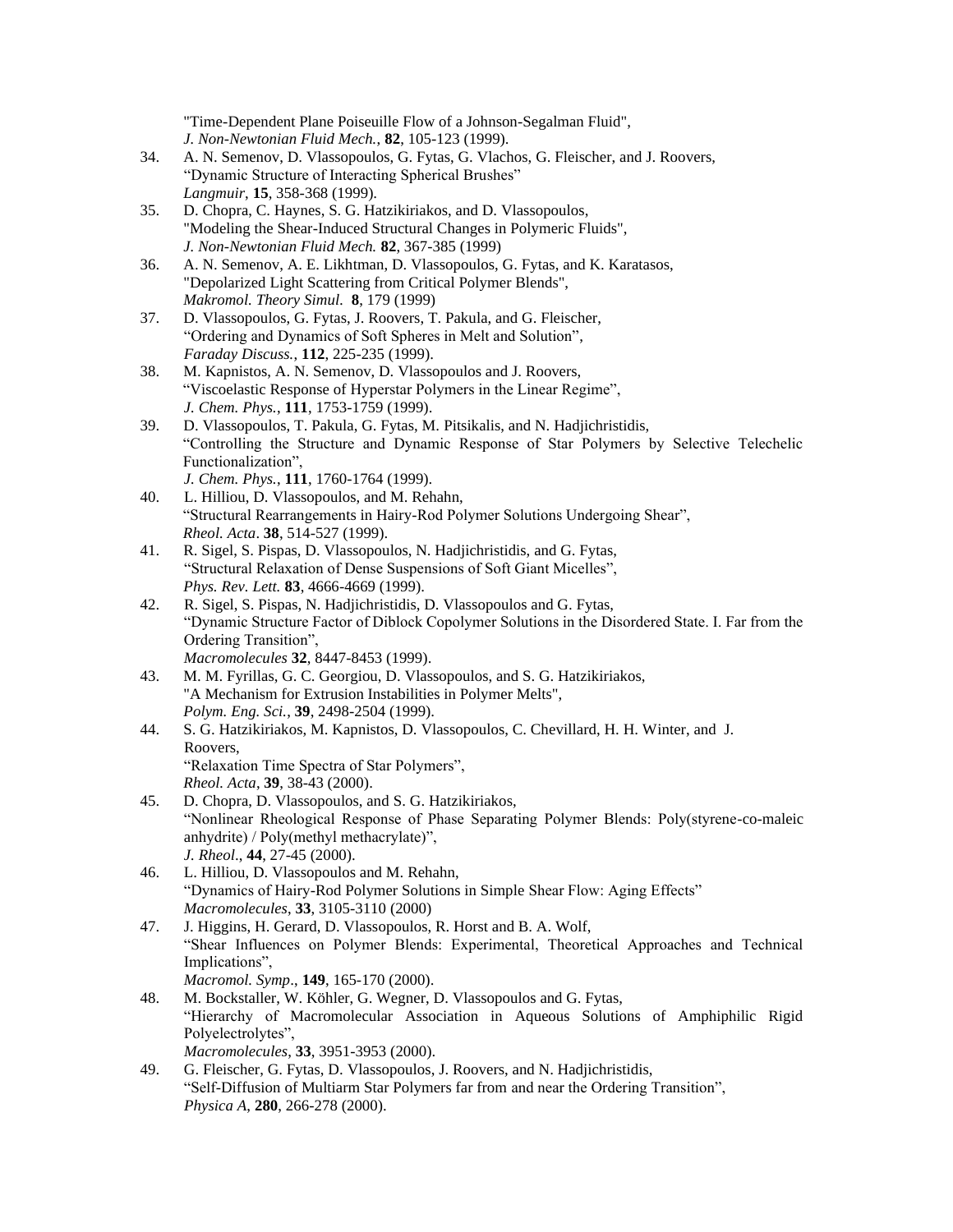"Time-Dependent Plane Poiseuille Flow of a Johnson-Segalman Fluid",
*J. Non-Newtonian Fluid Mech.*, **82**, 105-123 (1999).

34. A. N. Semenov, D. Vlassopoulos, G. Fytas, G. Vlachos, G. Fleischer, and J. Roovers,
"Dynamic Structure of Interacting Spherical Brushes"
*Langmuir*, **15**, 358-368 (1999).
35. D. Chopra, C. Haynes, S. G. Hatzikiriakos, and D. Vlassopoulos,
"Modeling the Shear-Induced Structural Changes in Polymeric Fluids",
*J. Non-Newtonian Fluid Mech.* **82**, 367-385 (1999)
36. A. N. Semenov, A. E. Likhtman, D. Vlassopoulos, G. Fytas, and K. Karatasos,
"Depolarized Light Scattering from Critical Polymer Blends",
*Makromol. Theory Simul.* **8**, 179 (1999)
37. D. Vlassopoulos, G. Fytas, J. Roovers, T. Pakula, and G. Fleischer,
"Ordering and Dynamics of Soft Spheres in Melt and Solution",
*Faraday Discuss.*, **112**, 225-235 (1999).
38. M. Kapnistos, A. N. Semenov, D. Vlassopoulos and J. Roovers,
"Viscoelastic Response of Hyperstar Polymers in the Linear Regime",
*J. Chem. Phys.*, **111**, 1753-1759 (1999).
39. D. Vlassopoulos, T. Pakula, G. Fytas, M. Pitsikalis, and N. Hadjichristidis,
"Controlling the Structure and Dynamic Response of Star Polymers by Selective Telechelic Functionalization",
*J. Chem. Phys.*, **111**, 1760-1764 (1999).
40. L. Hilliou, D. Vlassopoulos, and M. Rehahn,
"Structural Rearrangements in Hairy-Rod Polymer Solutions Undergoing Shear",
*Rheol. Acta*. **38**, 514-527 (1999).
41. R. Sigel, S. Pispas, D. Vlassopoulos, N. Hadjichristidis, and G. Fytas,
"Structural Relaxation of Dense Suspensions of Soft Giant Micelles",
*Phys. Rev. Lett.* **83**, 4666-4669 (1999).
42. R. Sigel, S. Pispas, N. Hadjichristidis, D. Vlassopoulos and G. Fytas,
"Dynamic Structure Factor of Diblock Copolymer Solutions in the Disordered State. I. Far from the Ordering Transition",
*Macromolecules* **32**, 8447-8453 (1999).
43. M. M. Fyrillas, G. C. Georgiou, D. Vlassopoulos, and S. G. Hatzikiriakos,
"A Mechanism for Extrusion Instabilities in Polymer Melts",
*Polym. Eng. Sci.*, **39**, 2498-2504 (1999).
44. S. G. Hatzikiriakos, M. Kapnistos, D. Vlassopoulos, C. Chevillard, H. H. Winter, and J. Roovers,
"Relaxation Time Spectra of Star Polymers",
*Rheol. Acta*, **39**, 38-43 (2000).
45. D. Chopra, D. Vlassopoulos, and S. G. Hatzikiriakos,
"Nonlinear Rheological Response of Phase Separating Polymer Blends: Poly(styrene-co-maleic anhydride) / Poly(methyl methacrylate)",
*J. Rheol*., **44**, 27-45 (2000).
46. L. Hilliou, D. Vlassopoulos and M. Rehahn,
"Dynamics of Hairy-Rod Polymer Solutions in Simple Shear Flow: Aging Effects"
*Macromolecules*, **33**, 3105-3110 (2000)
47. J. Higgins, H. Gerard, D. Vlassopoulos, R. Horst and B. A. Wolf,
"Shear Influences on Polymer Blends: Experimental, Theoretical Approaches and Technical Implications",
*Macromol. Symp*., **149**, 165-170 (2000).
48. M. Bockstaller, W. Köhler, G. Wegner, D. Vlassopoulos and G. Fytas,
"Hierarchy of Macromolecular Association in Aqueous Solutions of Amphiphilic Rigid Polyelectrolytes",
*Macromolecules*, **33**, 3951-3953 (2000).
49. G. Fleischer, G. Fytas, D. Vlassopoulos, J. Roovers, and N. Hadjichristidis,
"Self-Diffusion of Multiarm Star Polymers far from and near the Ordering Transition",
*Physica A*, **280**, 266-278 (2000).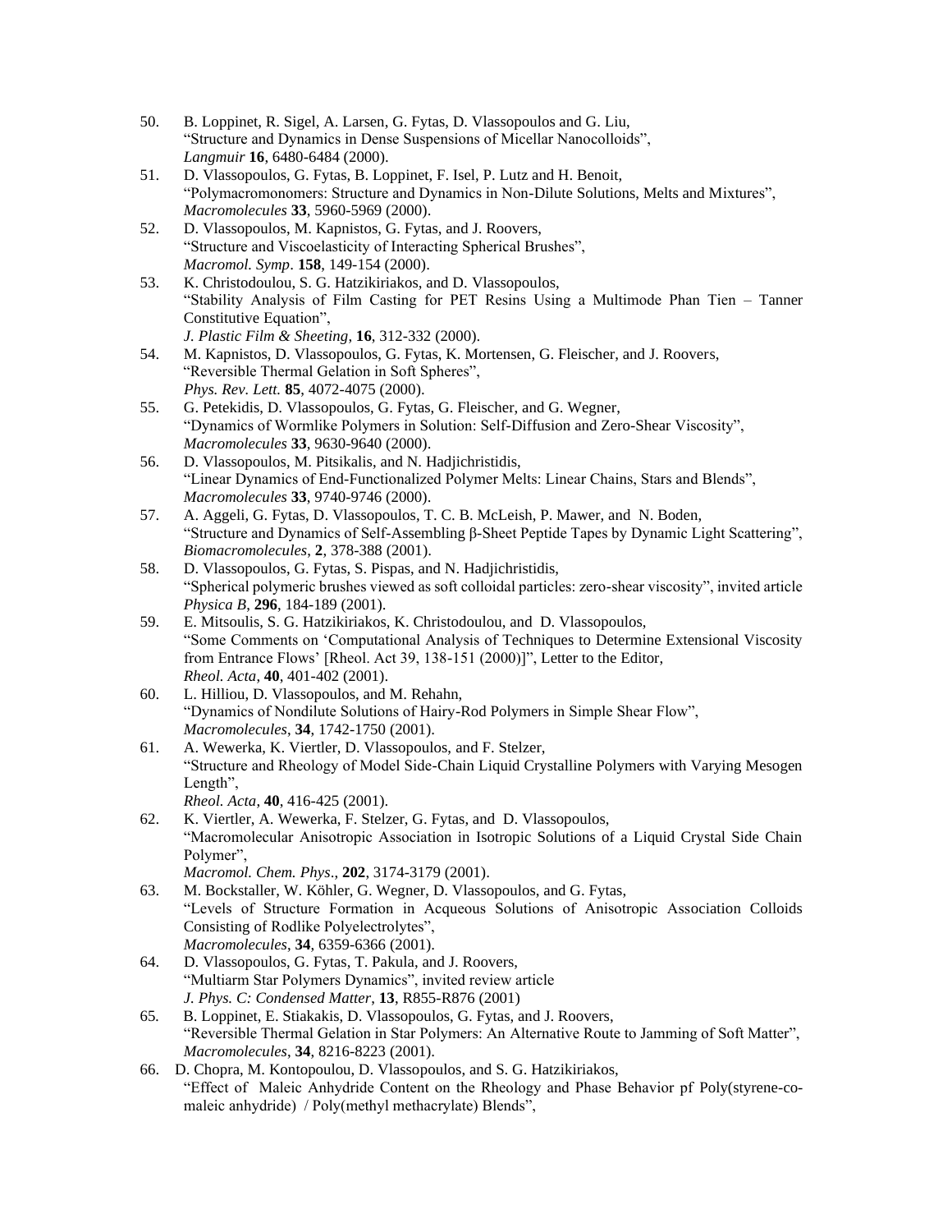50. B. Loppinet, R. Sigel, A. Larsen, G. Fytas, D. Vlassopoulos and G. Liu,
“Structure and Dynamics in Dense Suspensions of Micellar Nanocolloids”,
*Langmuir* **16**, 6480-6484 (2000).
51. D. Vlassopoulos, G. Fytas, B. Loppinet, F. Isel, P. Lutz and H. Benoit,
“Polymacromonomers: Structure and Dynamics in Non-Dilute Solutions, Melts and Mixtures”,
*Macromolecules* **33**, 5960-5969 (2000).
52. D. Vlassopoulos, M. Kapnistos, G. Fytas, and J. Roovers,
“Structure and Viscoelasticity of Interacting Spherical Brushes”,
*Macromol. Symp*. **158**, 149-154 (2000).
53. K. Christodoulou, S. G. Hatzikiriakos, and D. Vlassopoulos,
“Stability Analysis of Film Casting for PET Resins Using a Multimode Phan Tien – Tanner Constitutive Equation”,
*J. Plastic Film & Sheeting*, **16**, 312-332 (2000).
54. M. Kapnistos, D. Vlassopoulos, G. Fytas, K. Mortensen, G. Fleischer, and J. Roovers,
“Reversible Thermal Gelation in Soft Spheres”,
*Phys. Rev. Lett.* **85**, 4072-4075 (2000).
55. G. Petekidis, D. Vlassopoulos, G. Fytas, G. Fleischer, and G. Wegner,
“Dynamics of Wormlike Polymers in Solution: Self-Diffusion and Zero-Shear Viscosity”,
*Macromolecules* **33**, 9630-9640 (2000).
56. D. Vlassopoulos, M. Pitsikalis, and N. Hadjichristidis,
“Linear Dynamics of End-Functionalized Polymer Melts: Linear Chains, Stars and Blends”,
*Macromolecules* **33**, 9740-9746 (2000).
57. A. Aggeli, G. Fytas, D. Vlassopoulos, T. C. B. McLeish, P. Mawer, and N. Boden,
“Structure and Dynamics of Self-Assembling β-Sheet Peptide Tapes by Dynamic Light Scattering”,
*Biomacromolecules*, **2**, 378-388 (2001).
58. D. Vlassopoulos, G. Fytas, S. Pispas, and N. Hadjichristidis,
“Spherical polymeric brushes viewed as soft colloidal particles: zero-shear viscosity”, invited article
*Physica B*, **296**, 184-189 (2001).
59. E. Mitsoulis, S. G. Hatzikiriakos, K. Christodoulou, and D. Vlassopoulos,
“Some Comments on ‘Computational Analysis of Techniques to Determine Extensional Viscosity from Entrance Flows’ [Rheol. Act 39, 138-151 (2000)]”, Letter to the Editor,
*Rheol. Acta*, **40**, 401-402 (2001).
60. L. Hilliou, D. Vlassopoulos, and M. Rehahn,
“Dynamics of Nondilute Solutions of Hairy-Rod Polymers in Simple Shear Flow”,
*Macromolecules*, **34**, 1742-1750 (2001).
61. A. Wewerka, K. Viertler, D. Vlassopoulos, and F. Stelzer,
“Structure and Rheology of Model Side-Chain Liquid Crystalline Polymers with Varying Mesogen Length”,
*Rheol. Acta*, **40**, 416-425 (2001).
62. K. Viertler, A. Wewerka, F. Stelzer, G. Fytas, and D. Vlassopoulos,
“Macromolecular Anisotropic Association in Isotropic Solutions of a Liquid Crystal Side Chain Polymer”,
*Macromol. Chem. Phys*., **202**, 3174-3179 (2001).
63. M. Bockstaller, W. Köhler, G. Wegner, D. Vlassopoulos, and G. Fytas,
“Levels of Structure Formation in Acqueous Solutions of Anisotropic Association Colloids Consisting of Rodlike Polyelectrolytes”,
*Macromolecules*, **34**, 6359-6366 (2001).
64. D. Vlassopoulos, G. Fytas, T. Pakula, and J. Roovers,
“Multiarm Star Polymers Dynamics”, invited review article
*J. Phys. C: Condensed Matter*, **13**, R855-R876 (2001)
65. B. Loppinet, E. Stiakakis, D. Vlassopoulos, G. Fytas, and J. Roovers,
“Reversible Thermal Gelation in Star Polymers: An Alternative Route to Jamming of Soft Matter”,
*Macromolecules*, **34**, 8216-8223 (2001).
66. D. Chopra, M. Kontopoulou, D. Vlassopoulos, and S. G. Hatzikiriakos,
“Effect of Maleic Anhydride Content on the Rheology and Phase Behavior pf Poly(styrene-co-maleic anhydride) / Poly(methyl methacrylate) Blends”,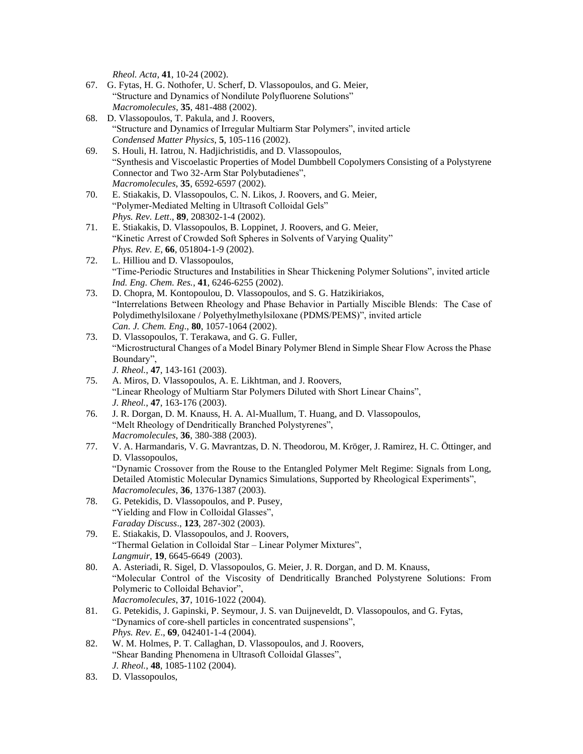*Rheol. Acta*, **41**, 10-24 (2002).

67. G. Fytas, H. G. Nothofer, U. Scherf, D. Vlassopoulos, and G. Meier,
 "Structure and Dynamics of Nondilute Polyfluorene Solutions"
 *Macromolecules*, **35**, 481-488 (2002).

68. D. Vlassopoulos, T. Pakula, and J. Roovers,
 "Structure and Dynamics of Irregular Multiarm Star Polymers", invited article
 *Condensed Matter Physics*, **5**, 105-116 (2002).

69. S. Houli, H. Iatrou, N. Hadjichristidis, and D. Vlassopoulos,
 "Synthesis and Viscoelastic Properties of Model Dumbbell Copolymers Consisting of a Polystyrene Connector and Two 32-Arm Star Polybutadienes",
 *Macromolecules*, **35**, 6592-6597 (2002).

70. E. Stiakakis, D. Vlassopoulos, C. N. Likos, J. Roovers, and G. Meier,
 "Polymer-Mediated Melting in Ultrasoft Colloidal Gels"
 *Phys. Rev. Lett*., **89**, 208302-1-4 (2002).

71. E. Stiakakis, D. Vlassopoulos, B. Loppinet, J. Roovers, and G. Meier,
 "Kinetic Arrest of Crowded Soft Spheres in Solvents of Varying Quality"
 *Phys. Rev. E*, **66**, 051804-1-9 (2002).

72. L. Hilliou and D. Vlassopoulos,
 "Time-Periodic Structures and Instabilities in Shear Thickening Polymer Solutions", invited article
 *Ind. Eng. Chem. Res.*, **41**, 6246-6255 (2002).

73. D. Chopra, M. Kontopoulou, D. Vlassopoulos, and S. G. Hatzikiriakos,
 "Interrelations Between Rheology and Phase Behavior in Partially Miscible Blends: The Case of Polydimethylsiloxane / Polyethylmethylsiloxane (PDMS/PEMS)", invited article
 *Can. J. Chem. Eng*., **80**, 1057-1064 (2002).

73. D. Vlassopoulos, T. Terakawa, and G. G. Fuller,
 "Microstructural Changes of a Model Binary Polymer Blend in Simple Shear Flow Across the Phase Boundary",
 *J. Rheol.*, **47**, 143-161 (2003).

75. A. Miros, D. Vlassopoulos, A. E. Likhtman, and J. Roovers,
 "Linear Rheology of Multiarm Star Polymers Diluted with Short Linear Chains",
 *J. Rheol.*, **47**, 163-176 (2003).

76. J. R. Dorgan, D. M. Knauss, H. A. Al-Muallum, T. Huang, and D. Vlassopoulos,
 "Melt Rheology of Dendritically Branched Polystyrenes",
 *Macromolecules*, **36**, 380-388 (2003).

77. V. A. Harmandaris, V. G. Mavrantzas, D. N. Theodorou, M. Kröger, J. Ramirez, H. C. Öttinger, and D. Vlassopoulos,
 "Dynamic Crossover from the Rouse to the Entangled Polymer Melt Regime: Signals from Long, Detailed Atomistic Molecular Dynamics Simulations, Supported by Rheological Experiments",
 *Macromolecules*, **36**, 1376-1387 (2003).

78. G. Petekidis, D. Vlassopoulos, and P. Pusey,
 "Yielding and Flow in Colloidal Glasses",
 *Faraday Discuss*., **123**, 287-302 (2003).

79. E. Stiakakis, D. Vlassopoulos, and J. Roovers,
 "Thermal Gelation in Colloidal Star – Linear Polymer Mixtures",
 *Langmuir*, **19**, 6645-6649 (2003).

80. A. Asteriadi, R. Sigel, D. Vlassopoulos, G. Meier, J. R. Dorgan, and D. M. Knauss,
 "Molecular Control of the Viscosity of Dendritically Branched Polystyrene Solutions: From Polymeric to Colloidal Behavior",
 *Macromolecules*, **37**, 1016-1022 (2004).

81. G. Petekidis, J. Gapinski, P. Seymour, J. S. van Duijneveldt, D. Vlassopoulos, and G. Fytas,
 "Dynamics of core-shell particles in concentrated suspensions",
 *Phys. Rev. E*., **69**, 042401-1-4 (2004).

82. W. M. Holmes, P. T. Callaghan, D. Vlassopoulos, and J. Roovers,
 "Shear Banding Phenomena in Ultrasoft Colloidal Glasses",
 *J. Rheol.*, **48**, 1085-1102 (2004).

83. D. Vlassopoulos,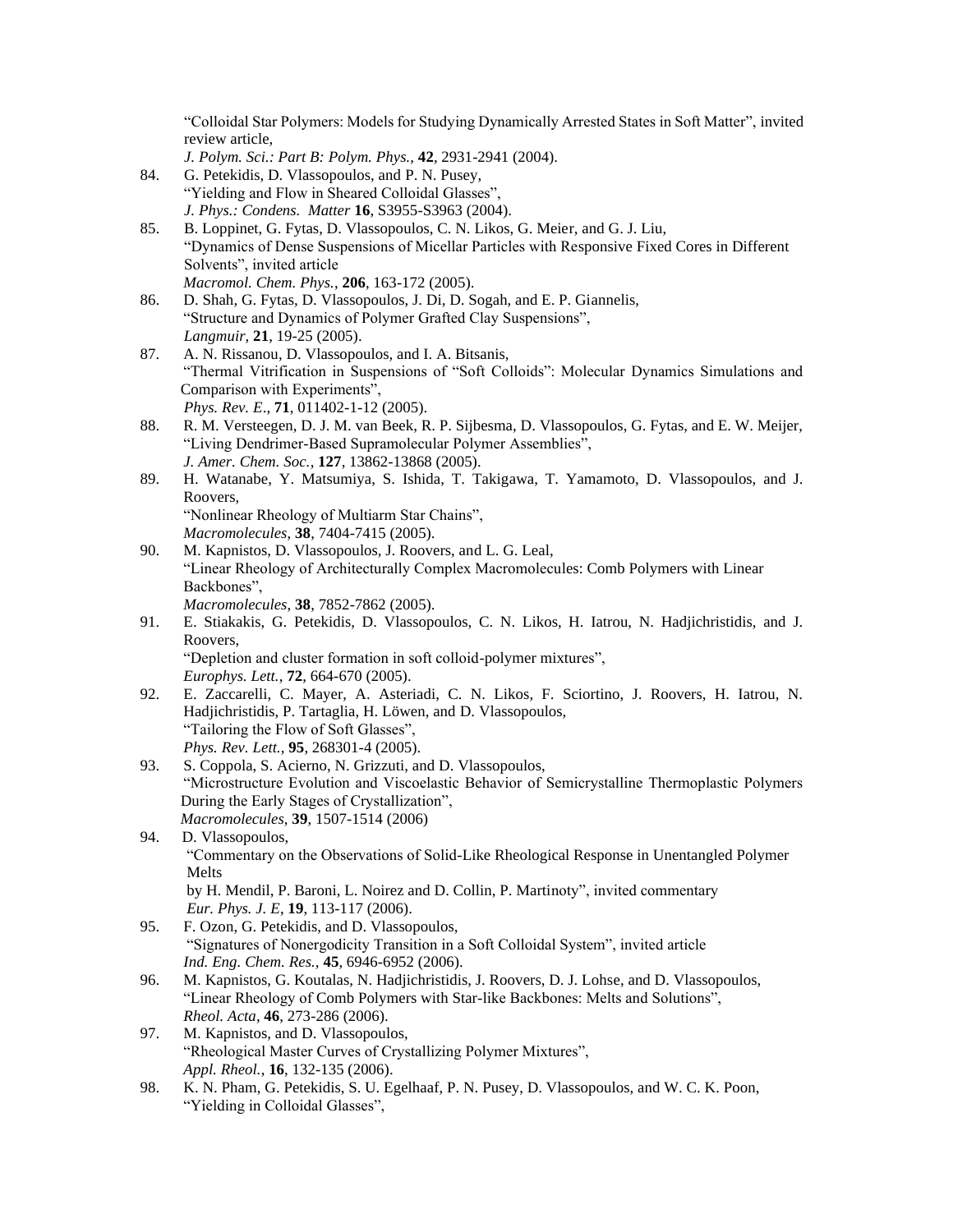"Colloidal Star Polymers: Models for Studying Dynamically Arrested States in Soft Matter", invited review article,
*J. Polym. Sci.: Part B: Polym. Phys.*, **42**, 2931-2941 (2004).

84. G. Petekidis, D. Vlassopoulos, and P. N. Pusey,
"Yielding and Flow in Sheared Colloidal Glasses",
*J. Phys.: Condens. Matter* **16**, S3955-S3963 (2004).

85. B. Loppinet, G. Fytas, D. Vlassopoulos, C. N. Likos, G. Meier, and G. J. Liu,
"Dynamics of Dense Suspensions of Micellar Particles with Responsive Fixed Cores in Different Solvents", invited article
*Macromol. Chem. Phys.*, **206**, 163-172 (2005).

86. D. Shah, G. Fytas, D. Vlassopoulos, J. Di, D. Sogah, and E. P. Giannelis,
"Structure and Dynamics of Polymer Grafted Clay Suspensions",
*Langmuir*, **21**, 19-25 (2005).

87. A. N. Rissanou, D. Vlassopoulos, and I. A. Bitsanis,
"Thermal Vitrification in Suspensions of "Soft Colloids": Molecular Dynamics Simulations and Comparison with Experiments",
*Phys. Rev. E*., **71**, 011402-1-12 (2005).

88. R. M. Versteegen, D. J. M. van Beek, R. P. Sijbesma, D. Vlassopoulos, G. Fytas, and E. W. Meijer,
"Living Dendrimer-Based Supramolecular Polymer Assemblies",
*J. Amer. Chem. Soc.*, **127**, 13862-13868 (2005).

89. H. Watanabe, Y. Matsumiya, S. Ishida, T. Takigawa, T. Yamamoto, D. Vlassopoulos, and J. Roovers,
"Nonlinear Rheology of Multiarm Star Chains",
*Macromolecules*, **38**, 7404-7415 (2005).

90. M. Kapnistos, D. Vlassopoulos, J. Roovers, and L. G. Leal,
"Linear Rheology of Architecturally Complex Macromolecules: Comb Polymers with Linear Backbones",
*Macromolecules*, **38**, 7852-7862 (2005).

91. E. Stiakakis, G. Petekidis, D. Vlassopoulos, C. N. Likos, H. Iatrou, N. Hadjichristidis, and J. Roovers,
"Depletion and cluster formation in soft colloid-polymer mixtures",
*Europhys. Lett.*, **72**, 664-670 (2005).

92. E. Zaccarelli, C. Mayer, A. Asteriadi, C. N. Likos, F. Sciortino, J. Roovers, H. Iatrou, N. Hadjichristidis, P. Tartaglia, H. Löwen, and D. Vlassopoulos,
"Tailoring the Flow of Soft Glasses",
*Phys. Rev. Lett.*, **95**, 268301-4 (2005).

93. S. Coppola, S. Acierno, N. Grizzuti, and D. Vlassopoulos,
"Microstructure Evolution and Viscoelastic Behavior of Semicrystalline Thermoplastic Polymers During the Early Stages of Crystallization",
*Macromolecules*, **39**, 1507-1514 (2006)

94. D. Vlassopoulos,
"Commentary on the Observations of Solid-Like Rheological Response in Unentangled Polymer Melts
by H. Mendil, P. Baroni, L. Noirez and D. Collin, P. Martinoty", invited commentary
*Eur. Phys. J. E*, **19**, 113-117 (2006).

95. F. Ozon, G. Petekidis, and D. Vlassopoulos,
"Signatures of Nonergodicity Transition in a Soft Colloidal System", invited article
*Ind. Eng. Chem. Res.*, **45**, 6946-6952 (2006).

96. M. Kapnistos, G. Koutalas, N. Hadjichristidis, J. Roovers, D. J. Lohse, and D. Vlassopoulos,
"Linear Rheology of Comb Polymers with Star-like Backbones: Melts and Solutions",
*Rheol. Acta*, **46**, 273-286 (2006).

97. M. Kapnistos, and D. Vlassopoulos,
"Rheological Master Curves of Crystallizing Polymer Mixtures",
*Appl. Rheol.*, **16**, 132-135 (2006).

98. K. N. Pham, G. Petekidis, S. U. Egelhaaf, P. N. Pusey, D. Vlassopoulos, and W. C. K. Poon,
"Yielding in Colloidal Glasses",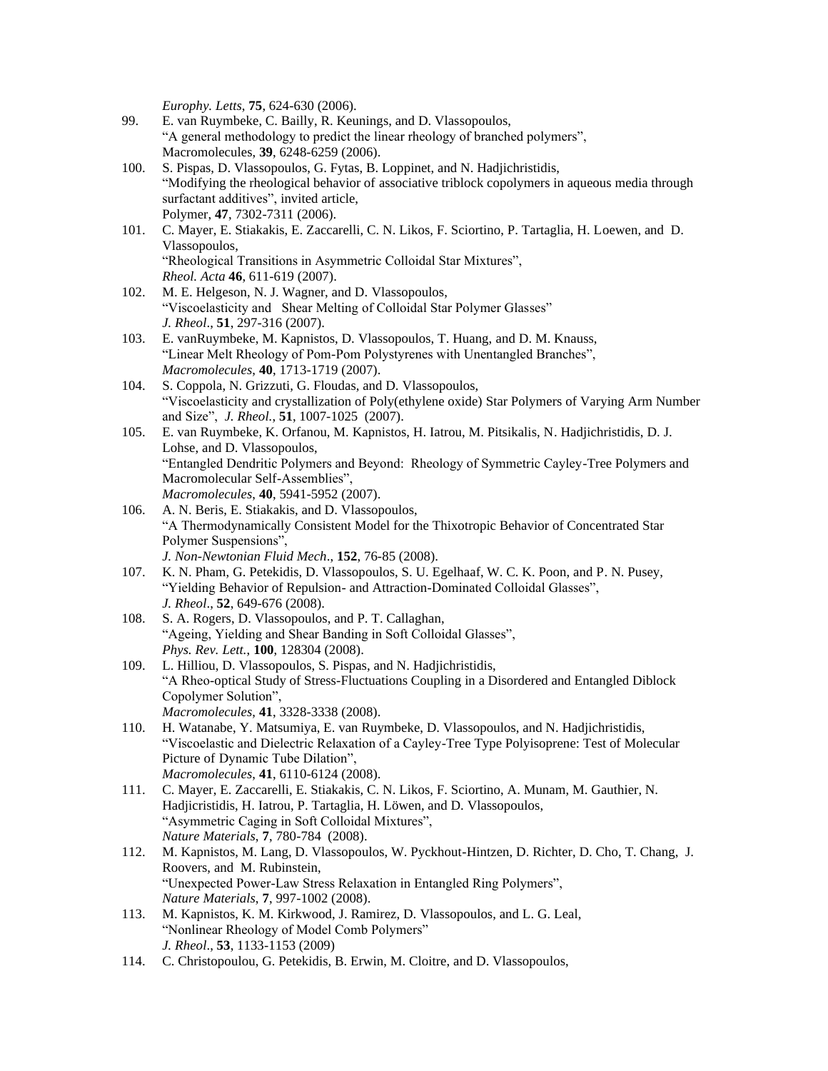*Europhy. Letts*, **75**, 624-630 (2006).

99. E. van Ruymbeke, C. Bailly, R. Keunings, and D. Vlassopoulos,
"A general methodology to predict the linear rheology of branched polymers",
Macromolecules, **39**, 6248-6259 (2006).

100. S. Pispas, D. Vlassopoulos, G. Fytas, B. Loppinet, and N. Hadjichristidis,
"Modifying the rheological behavior of associative triblock copolymers in aqueous media through surfactant additives", invited article,
Polymer, **47**, 7302-7311 (2006).

101. C. Mayer, E. Stiakakis, E. Zaccarelli, C. N. Likos, F. Sciortino, P. Tartaglia, H. Loewen, and D. Vlassopoulos,
"Rheological Transitions in Asymmetric Colloidal Star Mixtures",
*Rheol. Acta* **46**, 611-619 (2007).

102. M. E. Helgeson, N. J. Wagner, and D. Vlassopoulos,
"Viscoelasticity and Shear Melting of Colloidal Star Polymer Glasses"
*J. Rheol*., **51**, 297-316 (2007).

103. E. vanRuymbeke, M. Kapnistos, D. Vlassopoulos, T. Huang, and D. M. Knauss,
"Linear Melt Rheology of Pom-Pom Polystyrenes with Unentangled Branches",
*Macromolecules*, **40**, 1713-1719 (2007).

104. S. Coppola, N. Grizzuti, G. Floudas, and D. Vlassopoulos,
"Viscoelasticity and crystallization of Poly(ethylene oxide) Star Polymers of Varying Arm Number and Size", *J. Rheol.*, **51**, 1007-1025 (2007).

105. E. van Ruymbeke, K. Orfanou, M. Kapnistos, H. Iatrou, M. Pitsikalis, N. Hadjichristidis, D. J. Lohse, and D. Vlassopoulos,
"Entangled Dendritic Polymers and Beyond: Rheology of Symmetric Cayley-Tree Polymers and Macromolecular Self-Assemblies",
*Macromolecules*, **40**, 5941-5952 (2007).

106. A. N. Beris, E. Stiakakis, and D. Vlassopoulos,
"A Thermodynamically Consistent Model for the Thixotropic Behavior of Concentrated Star Polymer Suspensions",
*J. Non-Newtonian Fluid Mech*., **152**, 76-85 (2008).

107. K. N. Pham, G. Petekidis, D. Vlassopoulos, S. U. Egelhaaf, W. C. K. Poon, and P. N. Pusey,
"Yielding Behavior of Repulsion- and Attraction-Dominated Colloidal Glasses",
*J. Rheol*., **52**, 649-676 (2008).

108. S. A. Rogers, D. Vlassopoulos, and P. T. Callaghan,
"Ageing, Yielding and Shear Banding in Soft Colloidal Glasses",
*Phys. Rev. Lett.*, **100**, 128304 (2008).

109. L. Hilliou, D. Vlassopoulos, S. Pispas, and N. Hadjichristidis,
"A Rheo-optical Study of Stress-Fluctuations Coupling in a Disordered and Entangled Diblock Copolymer Solution",
*Macromolecules*, **41**, 3328-3338 (2008).

110. H. Watanabe, Y. Matsumiya, E. van Ruymbeke, D. Vlassopoulos, and N. Hadjichristidis,
"Viscoelastic and Dielectric Relaxation of a Cayley-Tree Type Polyisoprene: Test of Molecular Picture of Dynamic Tube Dilation",
*Macromolecules*, **41**, 6110-6124 (2008).

111. C. Mayer, E. Zaccarelli, E. Stiakakis, C. N. Likos, F. Sciortino, A. Munam, M. Gauthier, N. Hadjicristidis, H. Iatrou, P. Tartaglia, H. Löwen, and D. Vlassopoulos,
"Asymmetric Caging in Soft Colloidal Mixtures",
*Nature Materials*, **7**, 780-784 (2008).

112. M. Kapnistos, M. Lang, D. Vlassopoulos, W. Pyckhout-Hintzen, D. Richter, D. Cho, T. Chang, J. Roovers, and M. Rubinstein,
"Unexpected Power-Law Stress Relaxation in Entangled Ring Polymers",
*Nature Materials*, **7**, 997-1002 (2008).

113. M. Kapnistos, K. M. Kirkwood, J. Ramirez, D. Vlassopoulos, and L. G. Leal,
"Nonlinear Rheology of Model Comb Polymers"
*J. Rheol*., **53**, 1133-1153 (2009)

114. C. Christopoulou, G. Petekidis, B. Erwin, M. Cloitre, and D. Vlassopoulos,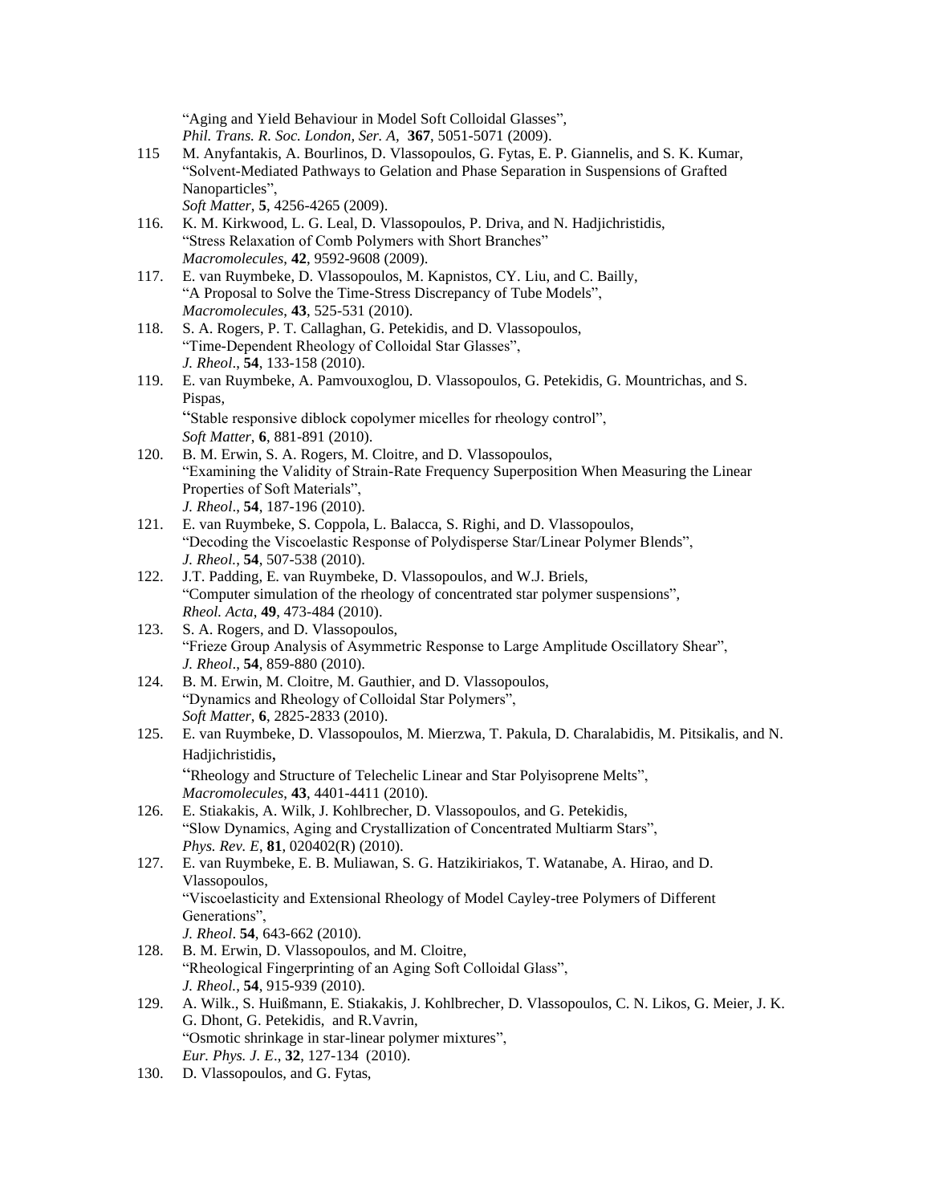"Aging and Yield Behaviour in Model Soft Colloidal Glasses",
*Phil. Trans. R. Soc. London, Ser. A,* **367**, 5051-5071 (2009).

115 M. Anyfantakis, A. Bourlinos, D. Vlassopoulos, G. Fytas, E. P. Giannelis, and S. K. Kumar,
"Solvent-Mediated Pathways to Gelation and Phase Separation in Suspensions of Grafted Nanoparticles",
*Soft Matter,* **5**, 4256-4265 (2009).

116. K. M. Kirkwood, L. G. Leal, D. Vlassopoulos, P. Driva, and N. Hadjichristidis,
"Stress Relaxation of Comb Polymers with Short Branches"
*Macromolecules*, **42**, 9592-9608 (2009).

117. E. van Ruymbeke, D. Vlassopoulos, M. Kapnistos, CY. Liu, and C. Bailly,
"A Proposal to Solve the Time-Stress Discrepancy of Tube Models",
*Macromolecules*, **43**, 525-531 (2010).

118. S. A. Rogers, P. T. Callaghan, G. Petekidis, and D. Vlassopoulos,
"Time-Dependent Rheology of Colloidal Star Glasses",
*J. Rheol*., **54**, 133-158 (2010).

119. E. van Ruymbeke, A. Pamvouxoglou, D. Vlassopoulos, G. Petekidis, G. Mountrichas, and S. Pispas,
"Stable responsive diblock copolymer micelles for rheology control",
*Soft Matter,* **6**, 881-891 (2010).

120. B. M. Erwin, S. A. Rogers, M. Cloitre, and D. Vlassopoulos,
"Examining the Validity of Strain-Rate Frequency Superposition When Measuring the Linear Properties of Soft Materials",
*J. Rheol*., **54**, 187-196 (2010).

121. E. van Ruymbeke, S. Coppola, L. Balacca, S. Righi, and D. Vlassopoulos,
"Decoding the Viscoelastic Response of Polydisperse Star/Linear Polymer Blends",
*J. Rheol.*, **54**, 507-538 (2010).

122. J.T. Padding, E. van Ruymbeke, D. Vlassopoulos, and W.J. Briels,
"Computer simulation of the rheology of concentrated star polymer suspensions",
*Rheol. Acta*, **49**, 473-484 (2010).

123. S. A. Rogers, and D. Vlassopoulos,
"Frieze Group Analysis of Asymmetric Response to Large Amplitude Oscillatory Shear",
*J. Rheol*., **54**, 859-880 (2010).

124. B. M. Erwin, M. Cloitre, M. Gauthier, and D. Vlassopoulos,
"Dynamics and Rheology of Colloidal Star Polymers",
*Soft Matter*, **6**, 2825-2833 (2010).

125. E. van Ruymbeke, D. Vlassopoulos, M. Mierzwa, T. Pakula, D. Charalabidis, M. Pitsikalis, and N. Hadjichristidis,
"Rheology and Structure of Telechelic Linear and Star Polyisoprene Melts",
*Macromolecules*, **43**, 4401-4411 (2010).

126. E. Stiakakis, A. Wilk, J. Kohlbrecher, D. Vlassopoulos, and G. Petekidis,
"Slow Dynamics, Aging and Crystallization of Concentrated Multiarm Stars",
*Phys. Rev. E*, **81**, 020402(R) (2010).

127. E. van Ruymbeke, E. B. Muliawan, S. G. Hatzikiriakos, T. Watanabe, A. Hirao, and D. Vlassopoulos,
"Viscoelasticity and Extensional Rheology of Model Cayley-tree Polymers of Different Generations",
*J. Rheol*. **54**, 643-662 (2010).

128. B. M. Erwin, D. Vlassopoulos, and M. Cloitre,
"Rheological Fingerprinting of an Aging Soft Colloidal Glass",
*J. Rheol.*, **54**, 915-939 (2010).

129. A. Wilk., S. Huißmann, E. Stiakakis, J. Kohlbrecher, D. Vlassopoulos, C. N. Likos, G. Meier, J. K. G. Dhont, G. Petekidis, and R.Vavrin,
"Osmotic shrinkage in star-linear polymer mixtures",
*Eur. Phys. J. E*., **32**, 127-134 (2010).

130. D. Vlassopoulos, and G. Fytas,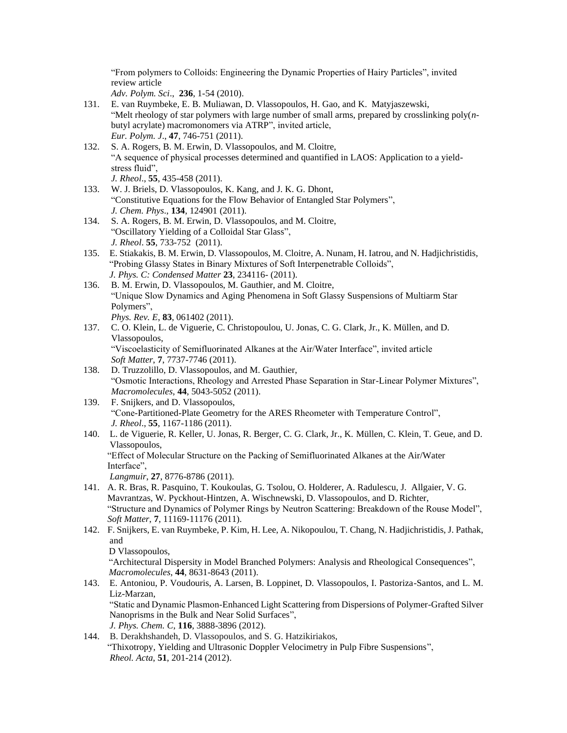"From polymers to Colloids: Engineering the Dynamic Properties of Hairy Particles", invited review article
*Adv. Polym. Sci*., **236**, 1-54 (2010).

131. E. van Ruymbeke, E. B. Muliawan, D. Vlassopoulos, H. Gao, and K. Matyjaszewski, "Melt rheology of star polymers with large number of small arms, prepared by crosslinking poly(*n*-butyl acrylate) macromonomers via ATRP", invited article, *Eur. Polym. J*., **47**, 746-751 (2011).
132. S. A. Rogers, B. M. Erwin, D. Vlassopoulos, and M. Cloitre, "A sequence of physical processes determined and quantified in LAOS: Application to a yield-stress fluid", *J. Rheol*., **55**, 435-458 (2011).
133. W. J. Briels, D. Vlassopoulos, K. Kang, and J. K. G. Dhont, "Constitutive Equations for the Flow Behavior of Entangled Star Polymers", *J. Chem. Phys*., **134**, 124901 (2011).
134. S. A. Rogers, B. M. Erwin, D. Vlassopoulos, and M. Cloitre, "Oscillatory Yielding of a Colloidal Star Glass", *J. Rheol*. **55**, 733-752 (2011).
135. E. Stiakakis, B. M. Erwin, D. Vlassopoulos, M. Cloitre, A. Nunam, H. Iatrou, and N. Hadjichristidis, "Probing Glassy States in Binary Mixtures of Soft Interpenetrable Colloids", *J. Phys. C: Condensed Matter* **23**, 234116- (2011).
136. B. M. Erwin, D. Vlassopoulos, M. Gauthier, and M. Cloitre, "Unique Slow Dynamics and Aging Phenomena in Soft Glassy Suspensions of Multiarm Star Polymers", *Phys. Rev. E*, **83**, 061402 (2011).
137. C. O. Klein, L. de Viguerie, C. Christopoulou, U. Jonas, C. G. Clark, Jr., K. Müllen, and D. Vlassopoulos, "Viscoelasticity of Semifluorinated Alkanes at the Air/Water Interface", invited article *Soft Matter*, **7**, 7737-7746 (2011).
138. D. Truzzolillo, D. Vlassopoulos, and M. Gauthier, "Osmotic Interactions, Rheology and Arrested Phase Separation in Star-Linear Polymer Mixtures", *Macromolecules*, **44**, 5043-5052 (2011).
139. F. Snijkers, and D. Vlassopoulos, "Cone-Partitioned-Plate Geometry for the ARES Rheometer with Temperature Control", *J. Rheol*., **55**, 1167-1186 (2011).
140. L. de Viguerie, R. Keller, U. Jonas, R. Berger, C. G. Clark, Jr., K. Müllen, C. Klein, T. Geue, and D. Vlassopoulos, "Effect of Molecular Structure on the Packing of Semifluorinated Alkanes at the Air/Water Interface", *Langmuir*, **27**, 8776-8786 (2011).
141. A. R. Bras, R. Pasquino, T. Koukoulas, G. Tsolou, O. Holderer, A. Radulescu, J. Allgaier, V. G. Mavrantzas, W. Pyckhout-Hintzen, A. Wischnewski, D. Vlassopoulos, and D. Richter, "Structure and Dynamics of Polymer Rings by Neutron Scattering: Breakdown of the Rouse Model", *Soft Matter*, **7**, 11169-11176 (2011).
142. F. Snijkers, E. van Ruymbeke, P. Kim, H. Lee, A. Nikopoulou, T. Chang, N. Hadjichristidis, J. Pathak, and D Vlassopoulos, "Architectural Dispersity in Model Branched Polymers: Analysis and Rheological Consequences", *Macromolecules*, **44**, 8631-8643 (2011).
143. E. Antoniou, P. Voudouris, A. Larsen, B. Loppinet, D. Vlassopoulos, I. Pastoriza-Santos, and L. M. Liz-Marzan, "Static and Dynamic Plasmon-Enhanced Light Scattering from Dispersions of Polymer-Grafted Silver Nanoprisms in the Bulk and Near Solid Surfaces", *J. Phys. Chem. C*, **116**, 3888-3896 (2012).
144. B. Derakhshandeh, D. Vlassopoulos, and S. G. Hatzikiriakos, "Thixotropy, Yielding and Ultrasonic Doppler Velocimetry in Pulp Fibre Suspensions", *Rheol. Acta*, **51**, 201-214 (2012).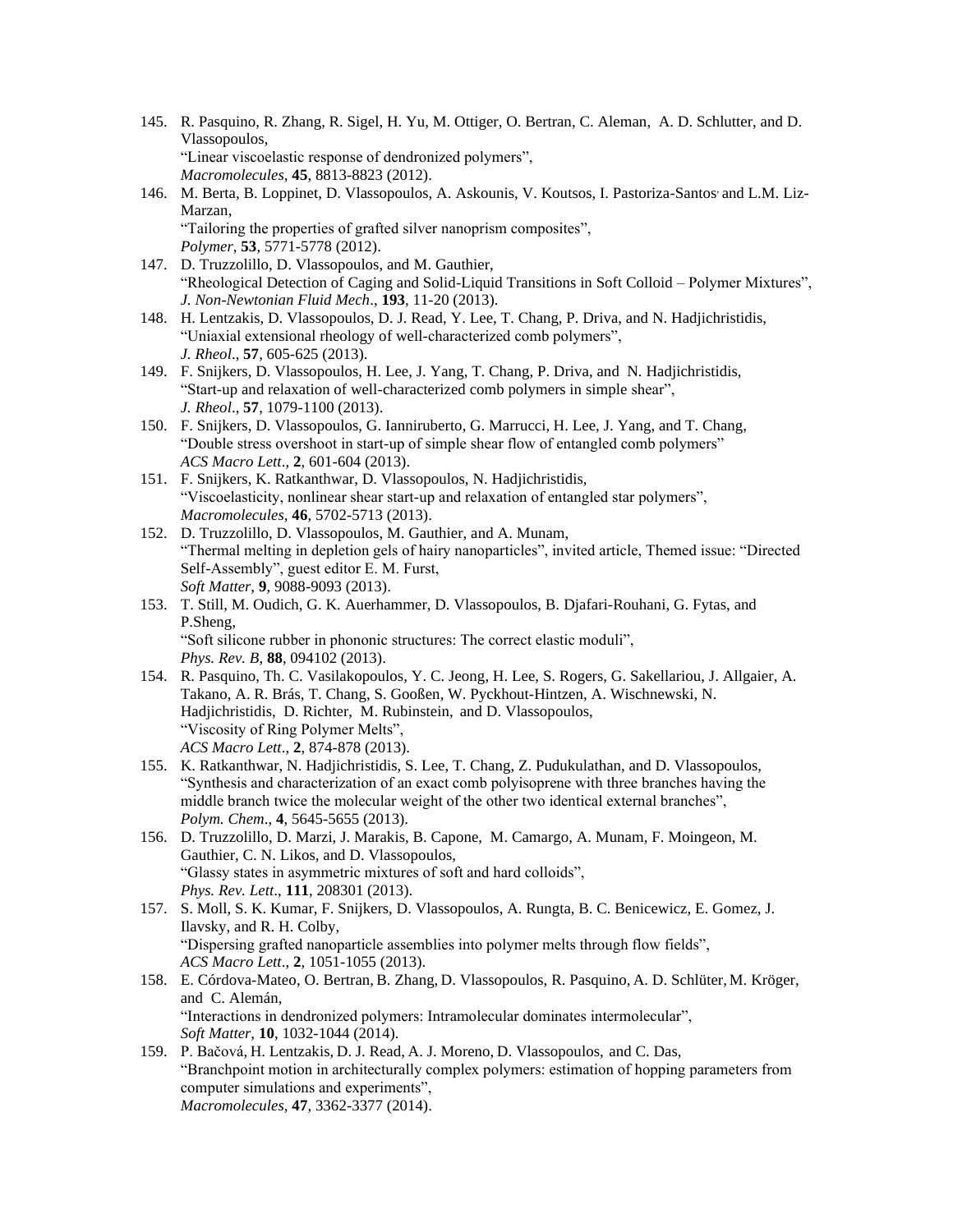145. R. Pasquino, R. Zhang, R. Sigel, H. Yu, M. Ottiger, O. Bertran, C. Aleman, A. D. Schlutter, and D. Vlassopoulos,
"Linear viscoelastic response of dendronized polymers",
*Macromolecules*, **45**, 8813-8823 (2012).

146. M. Berta, B. Loppinet, D. Vlassopoulos, A. Askounis, V. Koutsos, I. Pastoriza-Santos, and L.M. Liz-Marzan,
"Tailoring the properties of grafted silver nanoprism composites",
*Polymer*, **53**, 5771-5778 (2012).

147. D. Truzzolillo, D. Vlassopoulos, and M. Gauthier,
"Rheological Detection of Caging and Solid-Liquid Transitions in Soft Colloid – Polymer Mixtures",
*J. Non-Newtonian Fluid Mech*., **193**, 11-20 (2013).

148. H. Lentzakis, D. Vlassopoulos, D. J. Read, Y. Lee, T. Chang, P. Driva, and N. Hadjichristidis,
"Uniaxial extensional rheology of well-characterized comb polymers",
*J. Rheol*., **57**, 605-625 (2013).

149. F. Snijkers, D. Vlassopoulos, H. Lee, J. Yang, T. Chang, P. Driva, and N. Hadjichristidis,
"Start-up and relaxation of well-characterized comb polymers in simple shear",
*J. Rheol*., **57**, 1079-1100 (2013).

150. F. Snijkers, D. Vlassopoulos, G. Ianniruberto, G. Marrucci, H. Lee, J. Yang, and T. Chang,
"Double stress overshoot in start-up of simple shear flow of entangled comb polymers"
*ACS Macro Lett*., **2**, 601-604 (2013).

151. F. Snijkers, K. Ratkanthwar, D. Vlassopoulos, N. Hadjichristidis,
"Viscoelasticity, nonlinear shear start-up and relaxation of entangled star polymers",
*Macromolecules*, **46**, 5702-5713 (2013).

152. D. Truzzolillo, D. Vlassopoulos, M. Gauthier, and A. Munam,
"Thermal melting in depletion gels of hairy nanoparticles", invited article, Themed issue: "Directed Self-Assembly", guest editor E. M. Furst,
*Soft Matter*, **9**, 9088-9093 (2013).

153. T. Still, M. Oudich, G. K. Auerhammer, D. Vlassopoulos, B. Djafari-Rouhani, G. Fytas, and P.Sheng,
"Soft silicone rubber in phononic structures: The correct elastic moduli",
*Phys. Rev. B*, **88**, 094102 (2013).

154. R. Pasquino, Th. C. Vasilakopoulos, Y. C. Jeong, H. Lee, S. Rogers, G. Sakellariou, J. Allgaier, A. Takano, A. R. Brás, T. Chang, S. Gooßen, W. Pyckhout-Hintzen, A. Wischnewski, N. Hadjichristidis, D. Richter, M. Rubinstein, and D. Vlassopoulos,
"Viscosity of Ring Polymer Melts",
*ACS Macro Lett*., **2**, 874-878 (2013).

155. K. Ratkanthwar, N. Hadjichristidis, S. Lee, T. Chang, Z. Pudukulathan, and D. Vlassopoulos,
"Synthesis and characterization of an exact comb polyisoprene with three branches having the middle branch twice the molecular weight of the other two identical external branches",
*Polym. Chem*., **4**, 5645-5655 (2013).

156. D. Truzzolillo, D. Marzi, J. Marakis, B. Capone, M. Camargo, A. Munam, F. Moingeon, M. Gauthier, C. N. Likos, and D. Vlassopoulos,
"Glassy states in asymmetric mixtures of soft and hard colloids",
*Phys. Rev. Lett*., **111**, 208301 (2013).

157. S. Moll, S. K. Kumar, F. Snijkers, D. Vlassopoulos, A. Rungta, B. C. Benicewicz, E. Gomez, J. Ilavsky, and R. H. Colby,
"Dispersing grafted nanoparticle assemblies into polymer melts through flow fields",
*ACS Macro Lett*., **2**, 1051-1055 (2013).

158. E. Córdova-Mateo, O. Bertran, B. Zhang, D. Vlassopoulos, R. Pasquino, A. D. Schlüter, M. Kröger, and C. Alemán,
"Interactions in dendronized polymers: Intramolecular dominates intermolecular",
*Soft Matter*, **10**, 1032-1044 (2014).

159. P. Bačová, H. Lentzakis, D. J. Read, A. J. Moreno, D. Vlassopoulos, and C. Das,
"Branchpoint motion in architecturally complex polymers: estimation of hopping parameters from computer simulations and experiments",
*Macromolecules*, **47**, 3362-3377 (2014).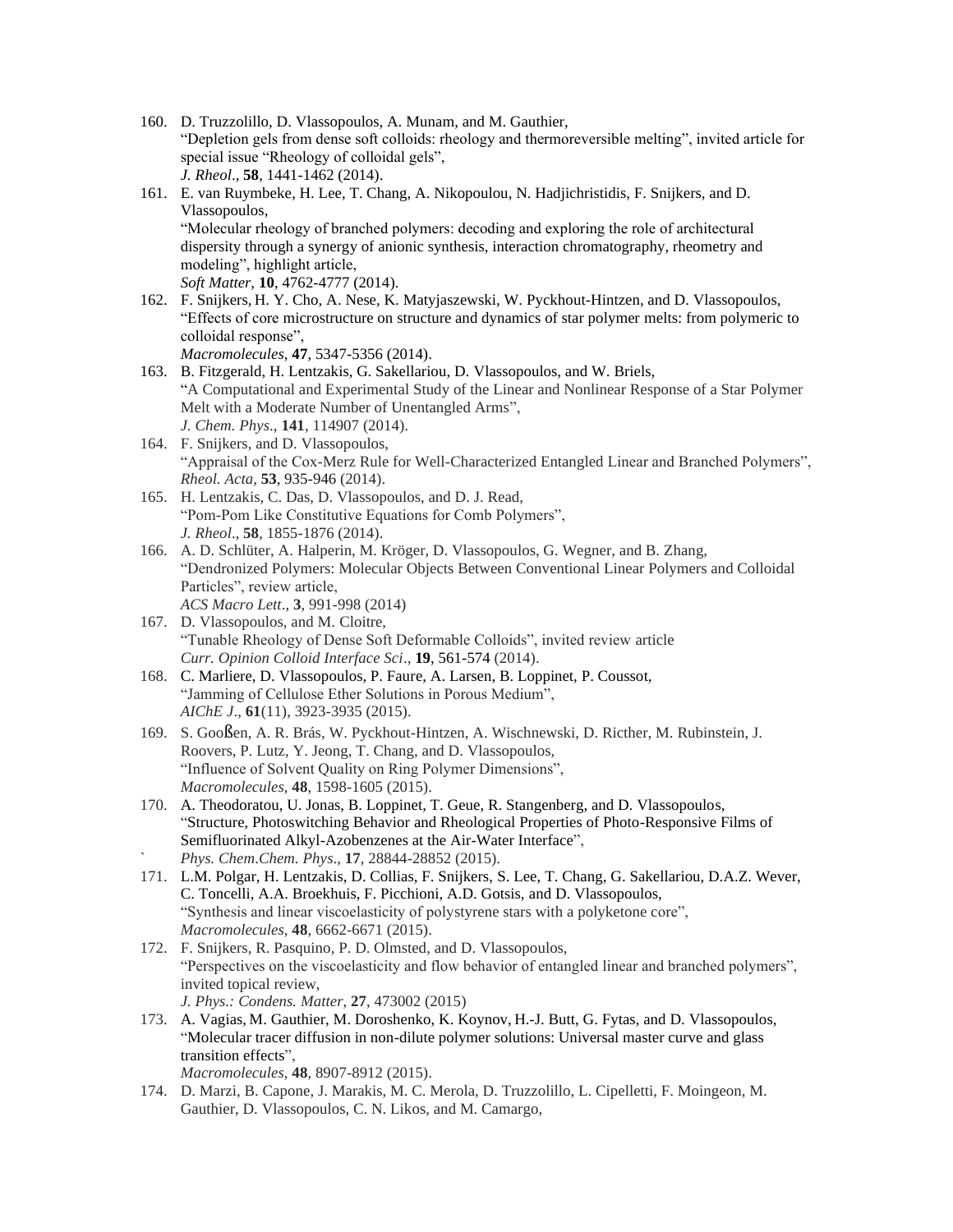160. D. Truzzolillo, D. Vlassopoulos, A. Munam, and M. Gauthier,
"Depletion gels from dense soft colloids: rheology and thermoreversible melting", invited article for special issue "Rheology of colloidal gels",
*J. Rheol*., **58**, 1441-1462 (2014).

161. E. van Ruymbeke, H. Lee, T. Chang, A. Nikopoulou, N. Hadjichristidis, F. Snijkers, and D. Vlassopoulos,
"Molecular rheology of branched polymers: decoding and exploring the role of architectural dispersity through a synergy of anionic synthesis, interaction chromatography, rheometry and modeling", highlight article,
*Soft Matter*, **10**, 4762-4777 (2014).

162. F. Snijkers, H. Y. Cho, A. Nese, K. Matyjaszewski, W. Pyckhout-Hintzen, and D. Vlassopoulos,
"Effects of core microstructure on structure and dynamics of star polymer melts: from polymeric to colloidal response",
*Macromolecules*, **47**, 5347-5356 (2014).

163. B. Fitzgerald, H. Lentzakis, G. Sakellariou, D. Vlassopoulos, and W. Briels,
"A Computational and Experimental Study of the Linear and Nonlinear Response of a Star Polymer Melt with a Moderate Number of Unentangled Arms",
*J. Chem. Phys*., **141**, 114907 (2014).

164. F. Snijkers, and D. Vlassopoulos,
"Appraisal of the Cox-Merz Rule for Well-Characterized Entangled Linear and Branched Polymers",
*Rheol. Acta*, **53**, 935-946 (2014).

165. H. Lentzakis, C. Das, D. Vlassopoulos, and D. J. Read,
"Pom-Pom Like Constitutive Equations for Comb Polymers",
*J. Rheol*., **58**, 1855-1876 (2014).

166. A. D. Schlüter, A. Halperin, M. Kröger, D. Vlassopoulos, G. Wegner, and B. Zhang,
"Dendronized Polymers: Molecular Objects Between Conventional Linear Polymers and Colloidal Particles", review article,
*ACS Macro Lett*., **3**, 991-998 (2014)

167. D. Vlassopoulos, and M. Cloitre,
"Tunable Rheology of Dense Soft Deformable Colloids", invited review article
*Curr. Opinion Colloid Interface Sci*., **19**, 561-574 (2014).

168. C. Marliere, D. Vlassopoulos, P. Faure, A. Larsen, B. Loppinet, P. Coussot,
"Jamming of Cellulose Ether Solutions in Porous Medium",
*AIChE J*., **61**(11), 3923-3935 (2015).

169. S. Gooßen, A. R. Brás, W. Pyckhout-Hintzen, A. Wischnewski, D. Ricther, M. Rubinstein, J. Roovers, P. Lutz, Y. Jeong, T. Chang, and D. Vlassopoulos,
"Influence of Solvent Quality on Ring Polymer Dimensions",
*Macromolecules*, **48**, 1598-1605 (2015).

170. A. Theodoratou, U. Jonas, B. Loppinet, T. Geue, R. Stangenberg, and D. Vlassopoulos,
"Structure, Photoswitching Behavior and Rheological Properties of Photo-Responsive Films of Semifluorinated Alkyl-Azobenzenes at the Air-Water Interface",
*Phys. Chem.Chem. Phys*., **17**, 28844-28852 (2015).

171. L.M. Polgar, H. Lentzakis, D. Collias, F. Snijkers, S. Lee, T. Chang, G. Sakellariou, D.A.Z. Wever, C. Toncelli, A.A. Broekhuis, F. Picchioni, A.D. Gotsis, and D. Vlassopoulos,
"Synthesis and linear viscoelasticity of polystyrene stars with a polyketone core",
*Macromolecules*, **48**, 6662-6671 (2015).

172. F. Snijkers, R. Pasquino, P. D. Olmsted, and D. Vlassopoulos,
"Perspectives on the viscoelasticity and flow behavior of entangled linear and branched polymers", invited topical review,
*J. Phys.: Condens. Matter,* **27**, 473002 (2015)

173. A. Vagias, M. Gauthier, M. Doroshenko, K. Koynov, H.-J. Butt, G. Fytas, and D. Vlassopoulos,
"Molecular tracer diffusion in non-dilute polymer solutions: Universal master curve and glass transition effects",
*Macromolecules*, **48**, 8907-8912 (2015).

174. D. Marzi, B. Capone, J. Marakis, M. C. Merola, D. Truzzolillo, L. Cipelletti, F. Moingeon, M. Gauthier, D. Vlassopoulos, C. N. Likos, and M. Camargo,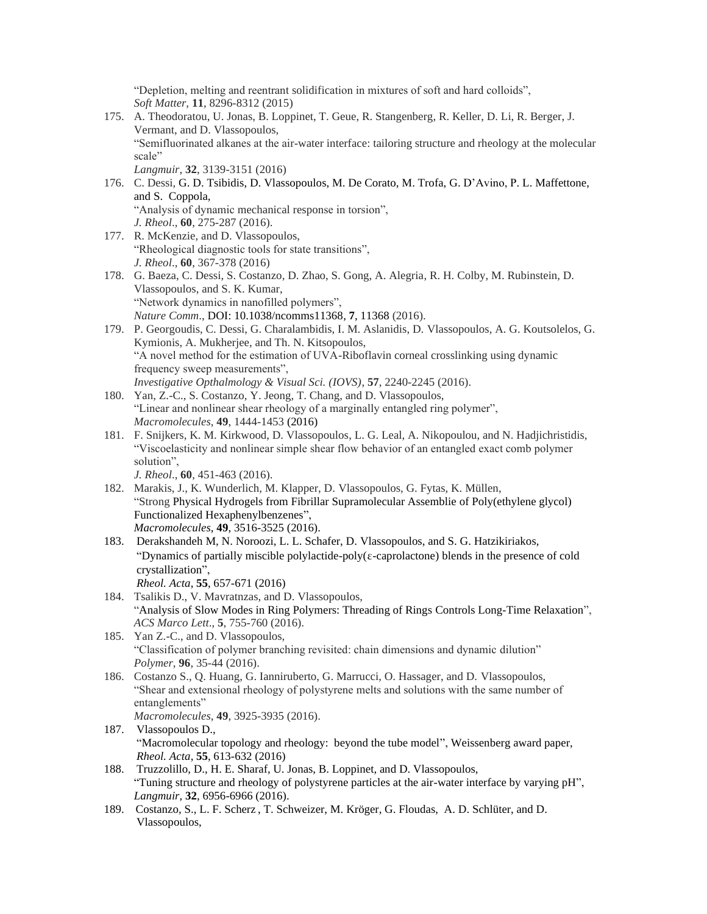"Depletion, melting and reentrant solidification in mixtures of soft and hard colloids", *Soft Matter*, **11**, 8296-8312 (2015)

175. A. Theodoratou, U. Jonas, B. Loppinet, T. Geue, R. Stangenberg, R. Keller, D. Li, R. Berger, J. Vermant, and D. Vlassopoulos,
"Semifluorinated alkanes at the air-water interface: tailoring structure and rheology at the molecular scale"
*Langmuir*, **32**, 3139-3151 (2016)

176. C. Dessi, G. D. Tsibidis, D. Vlassopoulos, M. De Corato, M. Trofa, G. D'Avino, P. L. Maffettone, and S. Coppola,
"Analysis of dynamic mechanical response in torsion",
*J. Rheol*., **60**, 275-287 (2016).

177. R. McKenzie, and D. Vlassopoulos,
"Rheological diagnostic tools for state transitions",
*J. Rheol*., **60**, 367-378 (2016)

178. G. Baeza, C. Dessi, S. Costanzo, D. Zhao, S. Gong, A. Alegria, R. H. Colby, M. Rubinstein, D. Vlassopoulos, and S. K. Kumar,
"Network dynamics in nanofilled polymers",
*Nature Comm*., DOI: 10.1038/ncomms11368, **7**, 11368 (2016).

179. P. Georgoudis, C. Dessi, G. Charalambidis, I. M. Aslanidis, D. Vlassopoulos, A. G. Koutsolelos, G. Kymionis, A. Mukherjee, and Th. N. Kitsopoulos,
"A novel method for the estimation of UVA-Riboflavin corneal crosslinking using dynamic frequency sweep measurements",
*Investigative Opthalmology & Visual Sci. (IOVS)*, **57**, 2240-2245 (2016).

180. Yan, Z.-C., S. Costanzo, Y. Jeong, T. Chang, and D. Vlassopoulos,
"Linear and nonlinear shear rheology of a marginally entangled ring polymer",
*Macromolecules*, **49**, 1444-1453 (2016)

181. F. Snijkers, K. M. Kirkwood, D. Vlassopoulos, L. G. Leal, A. Nikopoulou, and N. Hadjichristidis,
"Viscoelasticity and nonlinear simple shear flow behavior of an entangled exact comb polymer solution",
*J. Rheol*., **60**, 451-463 (2016).

182. Marakis, J., K. Wunderlich, M. Klapper, D. Vlassopoulos, G. Fytas, K. Müllen,
"Strong Physical Hydrogels from Fibrillar Supramolecular Assemblie of Poly(ethylene glycol) Functionalized Hexaphenylbenzenes",
*Macromolecules*, **49**, 3516-3525 (2016).

183. Derakhshandeh M, N. Noroozi, L. L. Schafer, D. Vlassopoulos, and S. G. Hatzikiriakos,
"Dynamics of partially miscible polylactide-poly(ε-caprolactone) blends in the presence of cold crystallization",
*Rheol. Acta*, **55**, 657-671 (2016)

184. Tsalikis D., V. Mavratnzas, and D. Vlassopoulos,
"Analysis of Slow Modes in Ring Polymers: Threading of Rings Controls Long-Time Relaxation",
*ACS Marco Lett*., **5**, 755-760 (2016).

185. Yan Z.-C., and D. Vlassopoulos,
"Classification of polymer branching revisited: chain dimensions and dynamic dilution"
*Polymer*, **96**, 35-44 (2016).

186. Costanzo S., Q. Huang, G. Ianniruberto, G. Marrucci, O. Hassager, and D. Vlassopoulos,
"Shear and extensional rheology of polystyrene melts and solutions with the same number of entanglements"
*Macromolecules*, **49**, 3925-3935 (2016).

187. Vlassopoulos D.,
"Macromolecular topology and rheology: beyond the tube model", Weissenberg award paper,
*Rheol. Acta*, **55**, 613-632 (2016)

188. Truzzolillo, D., H. E. Sharaf, U. Jonas, B. Loppinet, and D. Vlassopoulos,
"Tuning structure and rheology of polystyrene particles at the air-water interface by varying pH",
*Langmuir*, **32**, 6956-6966 (2016).

189. Costanzo, S., L. F. Scherz , T. Schweizer, M. Kröger, G. Floudas, A. D. Schlüter, and D. Vlassopoulos,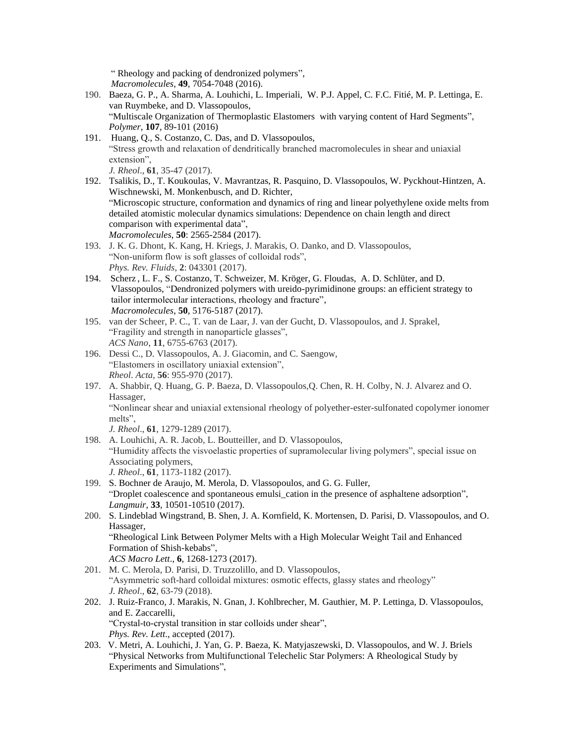" Rheology and packing of dendronized polymers",
*Macromolecules*, **49**, 7054-7048 (2016).

190. Baeza, G. P., A. Sharma, A. Louhichi, L. Imperiali, W. P.J. Appel, C. F.C. Fitié, M. P. Lettinga, E. van Ruymbeke, and D. Vlassopoulos,
"Multiscale Organization of Thermoplastic Elastomers with varying content of Hard Segments",
*Polymer*, **107**, 89-101 (2016)

191. Huang, Q., S. Costanzo, C. Das, and D. Vlassopoulos,
"Stress growth and relaxation of dendritically branched macromolecules in shear and uniaxial extension",
*J. Rheol*., **61**, 35-47 (2017).

192. Tsalikis, D., T. Koukoulas, V. Mavrantzas, R. Pasquino, D. Vlassopoulos, W. Pyckhout-Hintzen, A. Wischnewski, M. Monkenbusch, and D. Richter,
"Microscopic structure, conformation and dynamics of ring and linear polyethylene oxide melts from detailed atomistic molecular dynamics simulations: Dependence on chain length and direct comparison with experimental data",
*Macromolecules*, **50**: 2565-2584 (2017).

193. J. K. G. Dhont, K. Kang, H. Kriegs, J. Marakis, O. Danko, and D. Vlassopoulos,
"Non-uniform flow is soft glasses of colloidal rods",
*Phys. Rev. Fluids*, **2**: 043301 (2017).

194. Scherz, L. F., S. Costanzo, T. Schweizer, M. Kröger, G. Floudas, A. D. Schlüter, and D. Vlassopoulos, "Dendronized polymers with ureido-pyrimidinone groups: an efficient strategy to tailor intermolecular interactions, rheology and fracture",
*Macromolecules*, **50**, 5176-5187 (2017).

195. van der Scheer, P. C., T. van de Laar, J. van der Gucht, D. Vlassopoulos, and J. Sprakel,
"Fragility and strength in nanoparticle glasses",
*ACS Nano*, **11**, 6755-6763 (2017).

196. Dessi C., D. Vlassopoulos, A. J. Giacomin, and C. Saengow,
"Elastomers in oscillatory uniaxial extension",
*Rheol. Acta*, **56**: 955-970 (2017).

197. A. Shabbir, Q. Huang, G. P. Baeza, D. Vlassopoulos,Q. Chen, R. H. Colby, N. J. Alvarez and O. Hassager,
"Nonlinear shear and uniaxial extensional rheology of polyether-ester-sulfonated copolymer ionomer melts",
*J. Rheol*., **61**, 1279-1289 (2017).

198. A. Louhichi, A. R. Jacob, L. Boutteiller, and D. Vlassopoulos,
"Humidity affects the visvoelastic properties of supramolecular living polymers", special issue on Associating polymers,
*J. Rheol*., **61**, 1173-1182 (2017).

199. S. Bochner de Araujo, M. Merola, D. Vlassopoulos, and G. G. Fuller,
"Droplet coalescence and spontaneous emulsi_cation in the presence of asphaltene adsorption",
*Langmuir*, **33**, 10501-10510 (2017).

200. S. Lindeblad Wingstrand, B. Shen, J. A. Kornfield, K. Mortensen, D. Parisi, D. Vlassopoulos, and O. Hassager,
"Rheological Link Between Polymer Melts with a High Molecular Weight Tail and Enhanced Formation of Shish-kebabs",
*ACS Macro Lett*., **6**, 1268-1273 (2017).

201. M. C. Merola, D. Parisi, D. Truzzolillo, and D. Vlassopoulos,
"Asymmetric soft-hard colloidal mixtures: osmotic effects, glassy states and rheology"
*J. Rheol*., **62**, 63-79 (2018).

202. J. Ruiz-Franco, J. Marakis, N. Gnan, J. Kohlbrecher, M. Gauthier, M. P. Lettinga, D. Vlassopoulos, and E. Zaccarelli,
"Crystal-to-crystal transition in star colloids under shear",
*Phys. Rev. Lett*., accepted (2017).

203. V. Metri, A. Louhichi, J. Yan, G. P. Baeza, K. Matyjaszewski, D. Vlassopoulos, and W. J. Briels
"Physical Networks from Multifunctional Telechelic Star Polymers: A Rheological Study by Experiments and Simulations",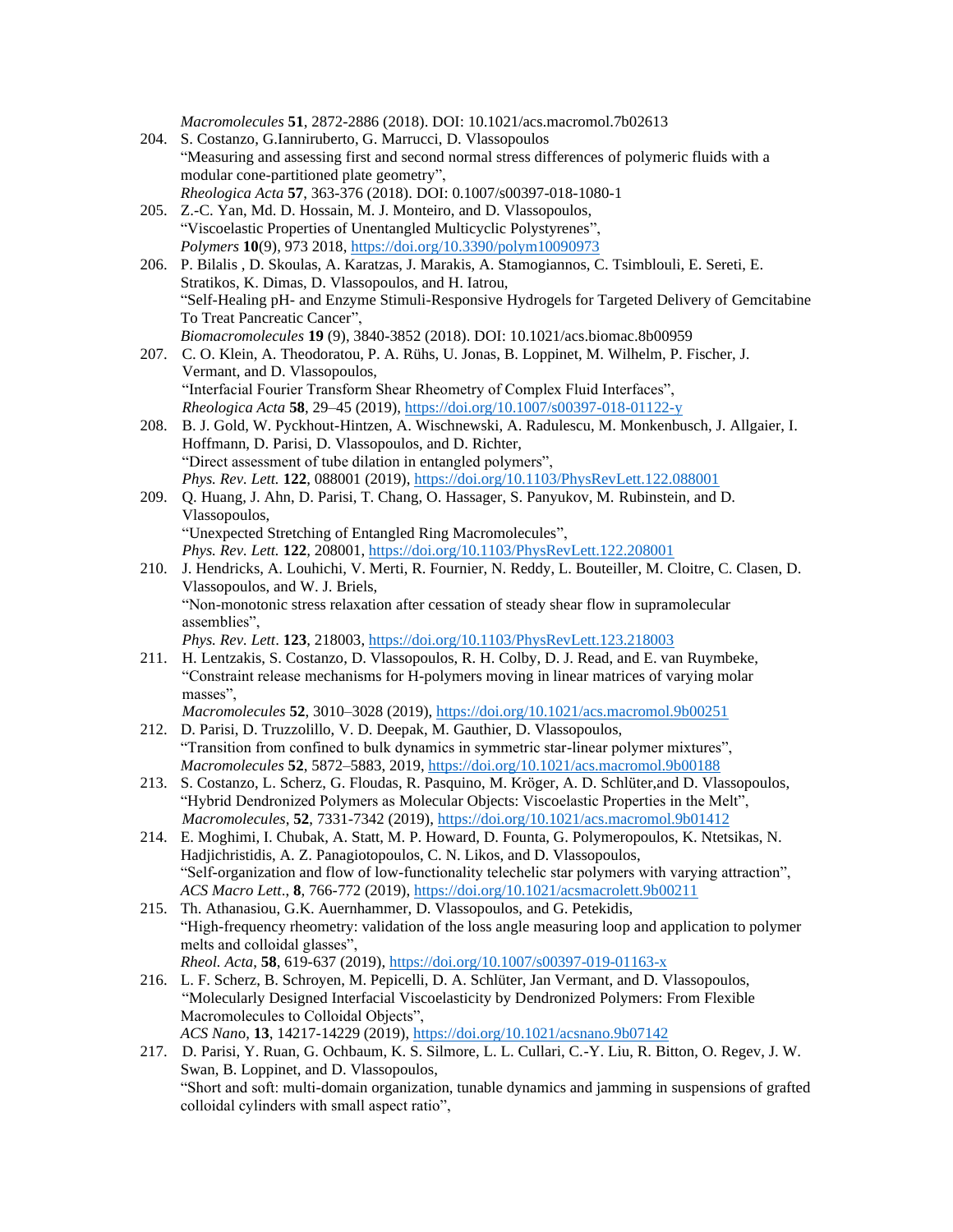*Macromolecules* **51**, 2872-2886 (2018). DOI: 10.1021/acs.macromol.7b02613

204. S. Costanzo, G.Ianniruberto, G. Marrucci, D. Vlassopoulos
"Measuring and assessing first and second normal stress differences of polymeric fluids with a modular cone-partitioned plate geometry",
*Rheologica Acta* **57**, 363-376 (2018). DOI: 0.1007/s00397-018-1080-1

205. Z.-C. Yan, Md. D. Hossain, M. J. Monteiro, and D. Vlassopoulos,
"Viscoelastic Properties of Unentangled Multicyclic Polystyrenes",
*Polymers* **10**(9), 973 2018, https://doi.org/10.3390/polym10090973

206. P. Bilalis , D. Skoulas, A. Karatzas, J. Marakis, A. Stamogiannos, C. Tsimblouli, E. Sereti, E. Stratikos, K. Dimas, D. Vlassopoulos, and H. Iatrou,
"Self-Healing pH- and Enzyme Stimuli-Responsive Hydrogels for Targeted Delivery of Gemcitabine To Treat Pancreatic Cancer",
*Biomacromolecules* **19** (9), 3840-3852 (2018). DOI: 10.1021/acs.biomac.8b00959

207. C. O. Klein, A. Theodoratou, P. A. Rühs, U. Jonas, B. Loppinet, M. Wilhelm, P. Fischer, J. Vermant, and D. Vlassopoulos,
"Interfacial Fourier Transform Shear Rheometry of Complex Fluid Interfaces",
*Rheologica Acta* **58**, 29–45 (2019), https://doi.org/10.1007/s00397-018-01122-y

208. B. J. Gold, W. Pyckhout-Hintzen, A. Wischnewski, A. Radulescu, M. Monkenbusch, J. Allgaier, I. Hoffmann, D. Parisi, D. Vlassopoulos, and D. Richter,
"Direct assessment of tube dilation in entangled polymers",
*Phys. Rev. Lett.* **122**, 088001 (2019), https://doi.org/10.1103/PhysRevLett.122.088001

209. Q. Huang, J. Ahn, D. Parisi, T. Chang, O. Hassager, S. Panyukov, M. Rubinstein, and D. Vlassopoulos,
"Unexpected Stretching of Entangled Ring Macromolecules",
*Phys. Rev. Lett.* **122**, 208001, https://doi.org/10.1103/PhysRevLett.122.208001

210. J. Hendricks, A. Louhichi, V. Merti, R. Fournier, N. Reddy, L. Bouteiller, M. Cloitre, C. Clasen, D. Vlassopoulos, and W. J. Briels,
"Non-monotonic stress relaxation after cessation of steady shear flow in supramolecular assemblies",
*Phys. Rev. Lett*. **123**, 218003, https://doi.org/10.1103/PhysRevLett.123.218003

211. H. Lentzakis, S. Costanzo, D. Vlassopoulos, R. H. Colby, D. J. Read, and E. van Ruymbeke,
"Constraint release mechanisms for H-polymers moving in linear matrices of varying molar masses",
*Macromolecules* **52**, 3010–3028 (2019), https://doi.org/10.1021/acs.macromol.9b00251

212. D. Parisi, D. Truzzolillo, V. D. Deepak, M. Gauthier, D. Vlassopoulos,
"Transition from confined to bulk dynamics in symmetric star-linear polymer mixtures",
*Macromolecules* **52**, 5872–5883, 2019, https://doi.org/10.1021/acs.macromol.9b00188

213. S. Costanzo, L. Scherz, G. Floudas, R. Pasquino, M. Kröger, A. D. Schlüter,and D. Vlassopoulos,
"Hybrid Dendronized Polymers as Molecular Objects: Viscoelastic Properties in the Melt",
*Macromolecules*, **52**, 7331-7342 (2019), https://doi.org/10.1021/acs.macromol.9b01412

214. E. Moghimi, I. Chubak, A. Statt, M. P. Howard, D. Founta, G. Polymeropoulos, K. Ntetsikas, N. Hadjichristidis, A. Z. Panagiotopoulos, C. N. Likos, and D. Vlassopoulos,
"Self-organization and flow of low-functionality telechelic star polymers with varying attraction",
*ACS Macro Lett*., **8**, 766-772 (2019), https://doi.org/10.1021/acsmacrolett.9b00211

215. Th. Athanasiou, G.K. Auernhammer, D. Vlassopoulos, and G. Petekidis,
"High-frequency rheometry: validation of the loss angle measuring loop and application to polymer melts and colloidal glasses",
*Rheol. Acta*, **58**, 619-637 (2019), https://doi.org/10.1007/s00397-019-01163-x

216. L. F. Scherz, B. Schroyen, M. Pepicelli, D. A. Schlüter, Jan Vermant, and D. Vlassopoulos,
"Molecularly Designed Interfacial Viscoelasticity by Dendronized Polymers: From Flexible Macromolecules to Colloidal Objects",
*ACS Nano*, **13**, 14217-14229 (2019), https://doi.org/10.1021/acsnano.9b07142

217. D. Parisi, Y. Ruan, G. Ochbaum, K. S. Silmore, L. L. Cullari, C.-Y. Liu, R. Bitton, O. Regev, J. W. Swan, B. Loppinet, and D. Vlassopoulos,
"Short and soft: multi-domain organization, tunable dynamics and jamming in suspensions of grafted colloidal cylinders with small aspect ratio",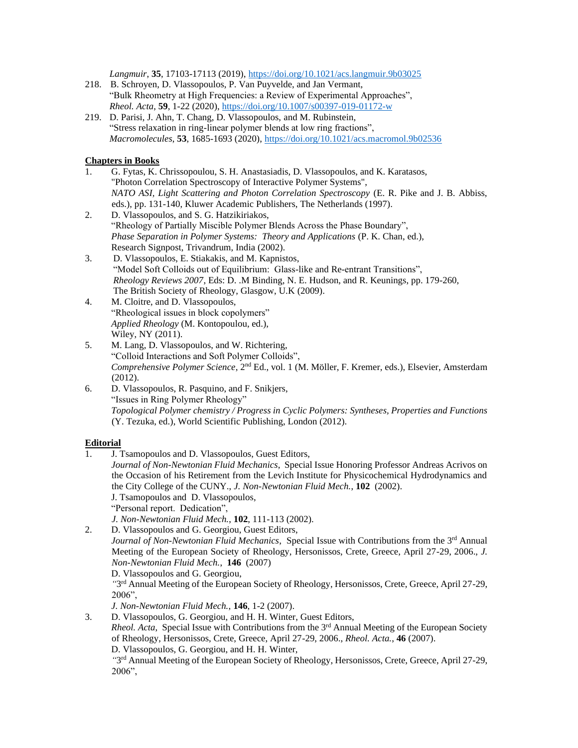*Langmuir*, **35**, 17103-17113 (2019), https://doi.org/10.1021/acs.langmuir.9b03025

218. B. Schroyen, D. Vlassopoulos, P. Van Puyvelde, and Jan Vermant, "Bulk Rheometry at High Frequencies: a Review of Experimental Approaches", *Rheol. Acta*, **59**, 1-22 (2020), https://doi.org/10.1007/s00397-019-01172-w
219. D. Parisi, J. Ahn, T. Chang, D. Vlassopoulos, and M. Rubinstein, "Stress relaxation in ring-linear polymer blends at low ring fractions", *Macromolecules*, **53**, 1685-1693 (2020), https://doi.org/10.1021/acs.macromol.9b02536

**Chapters in Books**

1. G. Fytas, K. Chrissopoulou, S. H. Anastasiadis, D. Vlassopoulos, and K. Karatasos, "Photon Correlation Spectroscopy of Interactive Polymer Systems", *NATO ASI, Light Scattering and Photon Correlation Spectroscopy* (E. R. Pike and J. B. Abbiss, eds.), pp. 131-140, Kluwer Academic Publishers, The Netherlands (1997).
2. D. Vlassopoulos, and S. G. Hatzikiriakos, "Rheology of Partially Miscible Polymer Blends Across the Phase Boundary", *Phase Separation in Polymer Systems: Theory and Applications* (P. K. Chan, ed.), Research Signpost, Trivandrum, India (2002).
3. D. Vlassopoulos, E. Stiakakis, and M. Kapnistos, "Model Soft Colloids out of Equilibrium: Glass-like and Re-entrant Transitions", *Rheology Reviews 2007*, Eds: D. .M Binding, N. E. Hudson, and R. Keunings, pp. 179-260, The British Society of Rheology, Glasgow, U.K (2009).
4. M. Cloitre, and D. Vlassopoulos, "Rheological issues in block copolymers" *Applied Rheology* (M. Kontopoulou, ed.), Wiley, NY (2011).
5. M. Lang, D. Vlassopoulos, and W. Richtering, "Colloid Interactions and Soft Polymer Colloids", *Comprehensive Polymer Science*, 2nd Ed., vol. 1 (M. Möller, F. Kremer, eds.), Elsevier, Amsterdam (2012).
6. D. Vlassopoulos, R. Pasquino, and F. Snikjers, "Issues in Ring Polymer Rheology" *Topological Polymer chemistry / Progress in Cyclic Polymers: Syntheses, Properties and Functions* (Y. Tezuka, ed.), World Scientific Publishing, London (2012).

**Editorial**

1. J. Tsamopoulos and D. Vlassopoulos, Guest Editors, *Journal of Non-Newtonian Fluid Mechanics*, Special Issue Honoring Professor Andreas Acrivos on the Occasion of his Retirement from the Levich Institute for Physicochemical Hydrodynamics and the City College of the CUNY., *J. Non-Newtonian Fluid Mech.*, **102** (2002).
   J. Tsamopoulos and D. Vlassopoulos,
   "Personal report. Dedication",
   *J. Non-Newtonian Fluid Mech.*, **102**, 111-113 (2002).
2. D. Vlassopoulos and G. Georgiou, Guest Editors, *Journal of Non-Newtonian Fluid Mechanics*, Special Issue with Contributions from the 3rd Annual Meeting of the European Society of Rheology, Hersonissos, Crete, Greece, April 27-29, 2006., *J. Non-Newtonian Fluid Mech.*, **146** (2007)
   D. Vlassopoulos and G. Georgiou,
   "3rd Annual Meeting of the European Society of Rheology, Hersonissos, Crete, Greece, April 27-29, 2006",
   *J. Non-Newtonian Fluid Mech.*, **146**, 1-2 (2007).
3. D. Vlassopoulos, G. Georgiou, and H. H. Winter, Guest Editors, *Rheol. Acta*, Special Issue with Contributions from the 3rd Annual Meeting of the European Society of Rheology, Hersonissos, Crete, Greece, April 27-29, 2006., *Rheol. Acta.*, **46** (2007).
   D. Vlassopoulos, G. Georgiou, and H. H. Winter,
   "3rd Annual Meeting of the European Society of Rheology, Hersonissos, Crete, Greece, April 27-29, 2006",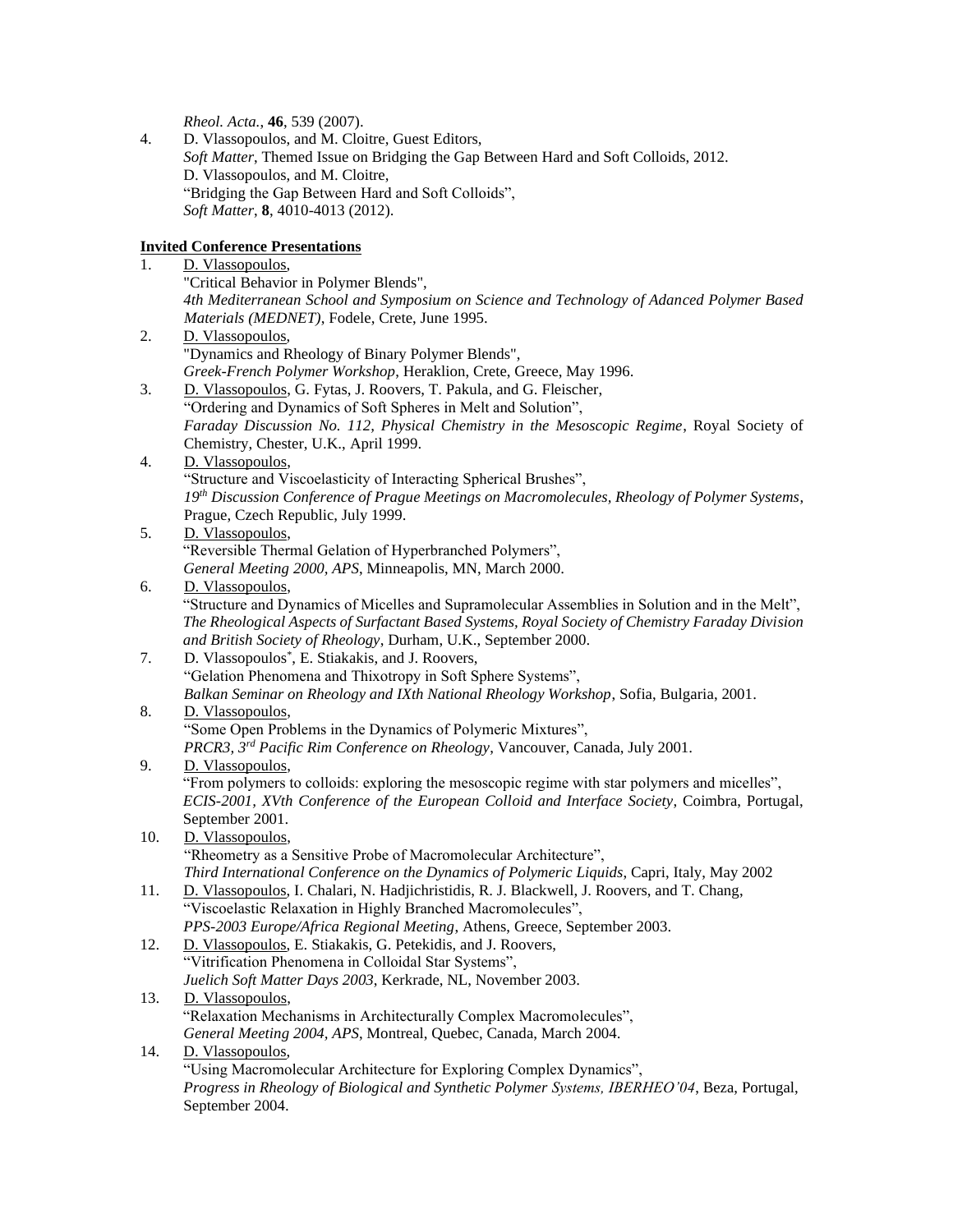*Rheol. Acta.*, **46**, 539 (2007).

4. D. Vlassopoulos, and M. Cloitre, Guest Editors,
   *Soft Matter*, Themed Issue on Bridging the Gap Between Hard and Soft Colloids, 2012.
   D. Vlassopoulos, and M. Cloitre,
   "Bridging the Gap Between Hard and Soft Colloids",
   *Soft Matter*, **8**, 4010-4013 (2012).

**Invited Conference Presentations**

1. D. Vlassopoulos,
   "Critical Behavior in Polymer Blends",
   *4th Mediterranean School and Symposium on Science and Technology of Adanced Polymer Based Materials (MEDNET)*, Fodele, Crete, June 1995.
2. D. Vlassopoulos,
   "Dynamics and Rheology of Binary Polymer Blends",
   *Greek-French Polymer Workshop*, Heraklion, Crete, Greece, May 1996.
3. D. Vlassopoulos, G. Fytas, J. Roovers, T. Pakula, and G. Fleischer,
   "Ordering and Dynamics of Soft Spheres in Melt and Solution",
   *Faraday Discussion No. 112, Physical Chemistry in the Mesoscopic Regime*, Royal Society of Chemistry, Chester, U.K., April 1999.
4. D. Vlassopoulos,
   "Structure and Viscoelasticity of Interacting Spherical Brushes",
   *19th Discussion Conference of Prague Meetings on Macromolecules, Rheology of Polymer Systems*, Prague, Czech Republic, July 1999.
5. D. Vlassopoulos,
   "Reversible Thermal Gelation of Hyperbranched Polymers",
   *General Meeting 2000, APS*, Minneapolis, MN, March 2000.
6. D. Vlassopoulos,
   "Structure and Dynamics of Micelles and Supramolecular Assemblies in Solution and in the Melt",
   *The Rheological Aspects of Surfactant Based Systems, Royal Society of Chemistry Faraday Division and British Society of Rheology*, Durham, U.K., September 2000.
7. D. Vlassopoulos*, E. Stiakakis, and J. Roovers,
   "Gelation Phenomena and Thixotropy in Soft Sphere Systems",
   *Balkan Seminar on Rheology and IXth National Rheology Workshop*, Sofia, Bulgaria, 2001.
8. D. Vlassopoulos,
   "Some Open Problems in the Dynamics of Polymeric Mixtures",
   *PRCR3, 3rd Pacific Rim Conference on Rheology*, Vancouver, Canada, July 2001.
9. D. Vlassopoulos,
   "From polymers to colloids: exploring the mesoscopic regime with star polymers and micelles",
   *ECIS-2001, XVth Conference of the European Colloid and Interface Society*, Coimbra, Portugal, September 2001.
10. D. Vlassopoulos,
    "Rheometry as a Sensitive Probe of Macromolecular Architecture",
    *Third International Conference on the Dynamics of Polymeric Liquids*, Capri, Italy, May 2002
11. D. Vlassopoulos, I. Chalari, N. Hadjichristidis, R. J. Blackwell, J. Roovers, and T. Chang,
    "Viscoelastic Relaxation in Highly Branched Macromolecules",
    *PPS-2003 Europe/Africa Regional Meeting*, Athens, Greece, September 2003.
12. D. Vlassopoulos, E. Stiakakis, G. Petekidis, and J. Roovers,
    "Vitrification Phenomena in Colloidal Star Systems",
    *Juelich Soft Matter Days 2003*, Kerkrade, NL, November 2003.
13. D. Vlassopoulos,
    "Relaxation Mechanisms in Architecturally Complex Macromolecules",
    *General Meeting 2004, APS*, Montreal, Quebec, Canada, March 2004.
14. D. Vlassopoulos,
    "Using Macromolecular Architecture for Exploring Complex Dynamics",
    *Progress in Rheology of Biological and Synthetic Polymer Systems, IBERHEO'04*, Beza, Portugal, September 2004.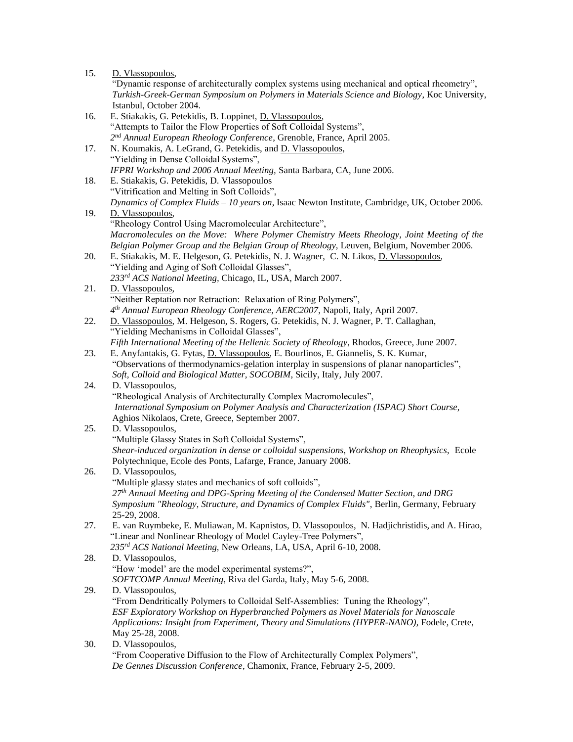15. D. Vlassopoulos,
"Dynamic response of architecturally complex systems using mechanical and optical rheometry", *Turkish-Greek-German Symposium on Polymers in Materials Science and Biology*, Koc University, Istanbul, October 2004.
16. E. Stiakakis, G. Petekidis, B. Loppinet, D. Vlassopoulos,
"Attempts to Tailor the Flow Properties of Soft Colloidal Systems",
*2nd Annual European Rheology Conference*, Grenoble, France, April 2005.
17. N. Koumakis, A. LeGrand, G. Petekidis, and D. Vlassopoulos,
"Yielding in Dense Colloidal Systems",
*IFPRI Workshop and 2006 Annual Meeting,* Santa Barbara, CA, June 2006.
18. E. Stiakakis, G. Petekidis, D. Vlassopoulos
"Vitrification and Melting in Soft Colloids",
*Dynamics of Complex Fluids – 10 years on*, Isaac Newton Institute, Cambridge, UK, October 2006.
19. D. Vlassopoulos,
"Rheology Control Using Macromolecular Architecture",
*Macromolecules on the Move: Where Polymer Chemistry Meets Rheology, Joint Meeting of the Belgian Polymer Group and the Belgian Group of Rheology,* Leuven, Belgium, November 2006.
20. E. Stiakakis, M. E. Helgeson, G. Petekidis, N. J. Wagner, C. N. Likos, D. Vlassopoulos,
"Yielding and Aging of Soft Colloidal Glasses",
*233rd ACS National Meeting,* Chicago, IL, USA, March 2007.
21. D. Vlassopoulos,
"Neither Reptation nor Retraction: Relaxation of Ring Polymers",
*4th Annual European Rheology Conference, AERC2007*, Napoli, Italy, April 2007.
22. D. Vlassopoulos, M. Helgeson, S. Rogers, G. Petekidis, N. J. Wagner, P. T. Callaghan,
"Yielding Mechanisms in Colloidal Glasses",
*Fifth International Meeting of the Hellenic Society of Rheology*, Rhodos, Greece, June 2007.
23. E. Anyfantakis, G. Fytas, D. Vlassopoulos, E. Bourlinos, E. Giannelis, S. K. Kumar,
"Observations of thermodynamics-gelation interplay in suspensions of planar nanoparticles",
*Soft, Colloid and Biological Matter, SOCOBIM*, Sicily, Italy, July 2007.
24. D. Vlassopoulos,
"Rheological Analysis of Architecturally Complex Macromolecules",
*International Symposium on Polymer Analysis and Characterization (ISPAC) Short Course*, Aghios Nikolaos, Crete, Greece, September 2007.
25. D. Vlassopoulos,
"Multiple Glassy States in Soft Colloidal Systems",
*Shear-induced organization in dense or colloidal suspensions, Workshop on Rheophysics*, Ecole Polytechnique, Ecole des Ponts, Lafarge, France, January 2008.
26. D. Vlassopoulos,
"Multiple glassy states and mechanics of soft colloids",
*27th Annual Meeting and DPG-Spring Meeting of the Condensed Matter Section, and DRG Symposium "Rheology, Structure, and Dynamics of Complex Fluids"*, Berlin, Germany, February 25-29, 2008.
27. E. van Ruymbeke, E. Muliawan, M. Kapnistos, D. Vlassopoulos, N. Hadjichristidis, and A. Hirao,
"Linear and Nonlinear Rheology of Model Cayley-Tree Polymers",
*235rd ACS National Meeting,* New Orleans, LA, USA, April 6-10, 2008.
28. D. Vlassopoulos,
"How 'model' are the model experimental systems?",
*SOFTCOMP Annual Meeting*, Riva del Garda, Italy, May 5-6, 2008.
29. D. Vlassopoulos,
"From Dendritically Polymers to Colloidal Self-Assemblies: Tuning the Rheology",
*ESF Exploratory Workshop on Hyperbranched Polymers as Novel Materials for Nanoscale Applications: Insight from Experiment, Theory and Simulations (HYPER-NANO)*, Fodele, Crete, May 25-28, 2008.
30. D. Vlassopoulos,
"From Cooperative Diffusion to the Flow of Architecturally Complex Polymers",
*De Gennes Discussion Conference*, Chamonix, France, February 2-5, 2009.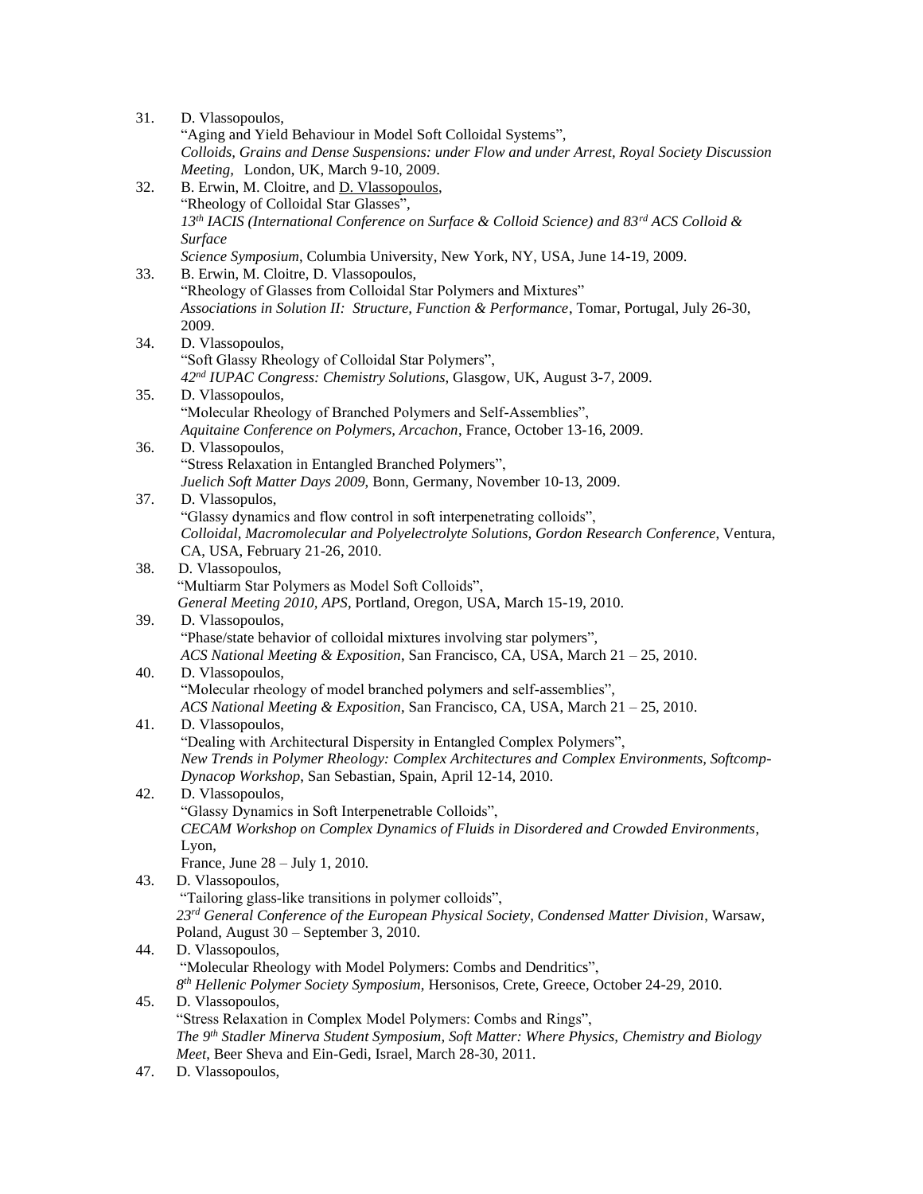31. D. Vlassopoulos,
    "Aging and Yield Behaviour in Model Soft Colloidal Systems",
    *Colloids, Grains and Dense Suspensions: under Flow and under Arrest, Royal Society Discussion Meeting,* London, UK, March 9-10, 2009.
32. B. Erwin, M. Cloitre, and D. Vlassopoulos,
    "Rheology of Colloidal Star Glasses",
    *13th IACIS (International Conference on Surface & Colloid Science) and 83rd ACS Colloid & Surface Science Symposium*, Columbia University, New York, NY, USA, June 14-19, 2009.
33. B. Erwin, M. Cloitre, D. Vlassopoulos,
    "Rheology of Glasses from Colloidal Star Polymers and Mixtures"
    *Associations in Solution II: Structure, Function & Performance*, Tomar, Portugal, July 26-30, 2009.
34. D. Vlassopoulos,
    "Soft Glassy Rheology of Colloidal Star Polymers",
    *42nd IUPAC Congress: Chemistry Solutions*, Glasgow, UK, August 3-7, 2009.
35. D. Vlassopoulos,
    "Molecular Rheology of Branched Polymers and Self-Assemblies",
    *Aquitaine Conference on Polymers, Arcachon*, France, October 13-16, 2009.
36. D. Vlassopoulos,
    "Stress Relaxation in Entangled Branched Polymers",
    *Juelich Soft Matter Days 2009*, Bonn, Germany, November 10-13, 2009.
37. D. Vlassopulos,
    "Glassy dynamics and flow control in soft interpenetrating colloids",
    *Colloidal, Macromolecular and Polyelectrolyte Solutions, Gordon Research Conference*, Ventura, CA, USA, February 21-26, 2010.
38. D. Vlassopoulos,
    "Multiarm Star Polymers as Model Soft Colloids",
    *General Meeting 2010, APS*, Portland, Oregon, USA, March 15-19, 2010.
39. D. Vlassopoulos,
    "Phase/state behavior of colloidal mixtures involving star polymers",
    *ACS National Meeting & Exposition*, San Francisco, CA, USA, March 21 – 25, 2010.
40. D. Vlassopoulos,
    "Molecular rheology of model branched polymers and self-assemblies",
    *ACS National Meeting & Exposition*, San Francisco, CA, USA, March 21 – 25, 2010.
41. D. Vlassopoulos,
    "Dealing with Architectural Dispersity in Entangled Complex Polymers",
    *New Trends in Polymer Rheology: Complex Architectures and Complex Environments, Softcomp-Dynacop Workshop*, San Sebastian, Spain, April 12-14, 2010.
42. D. Vlassopoulos,
    "Glassy Dynamics in Soft Interpenetrable Colloids",
    *CECAM Workshop on Complex Dynamics of Fluids in Disordered and Crowded Environments*, Lyon, France, June 28 – July 1, 2010.
43. D. Vlassopoulos,
    "Tailoring glass-like transitions in polymer colloids",
    *23rd General Conference of the European Physical Society, Condensed Matter Division*, Warsaw, Poland, August 30 – September 3, 2010.
44. D. Vlassopoulos,
    "Molecular Rheology with Model Polymers: Combs and Dendritics",
    *8th Hellenic Polymer Society Symposium*, Hersonisos, Crete, Greece, October 24-29, 2010.
45. D. Vlassopoulos,
    "Stress Relaxation in Complex Model Polymers: Combs and Rings",
    *The 9th Stadler Minerva Student Symposium, Soft Matter: Where Physics, Chemistry and Biology Meet*, Beer Sheva and Ein-Gedi, Israel, March 28-30, 2011.
47. D. Vlassopoulos,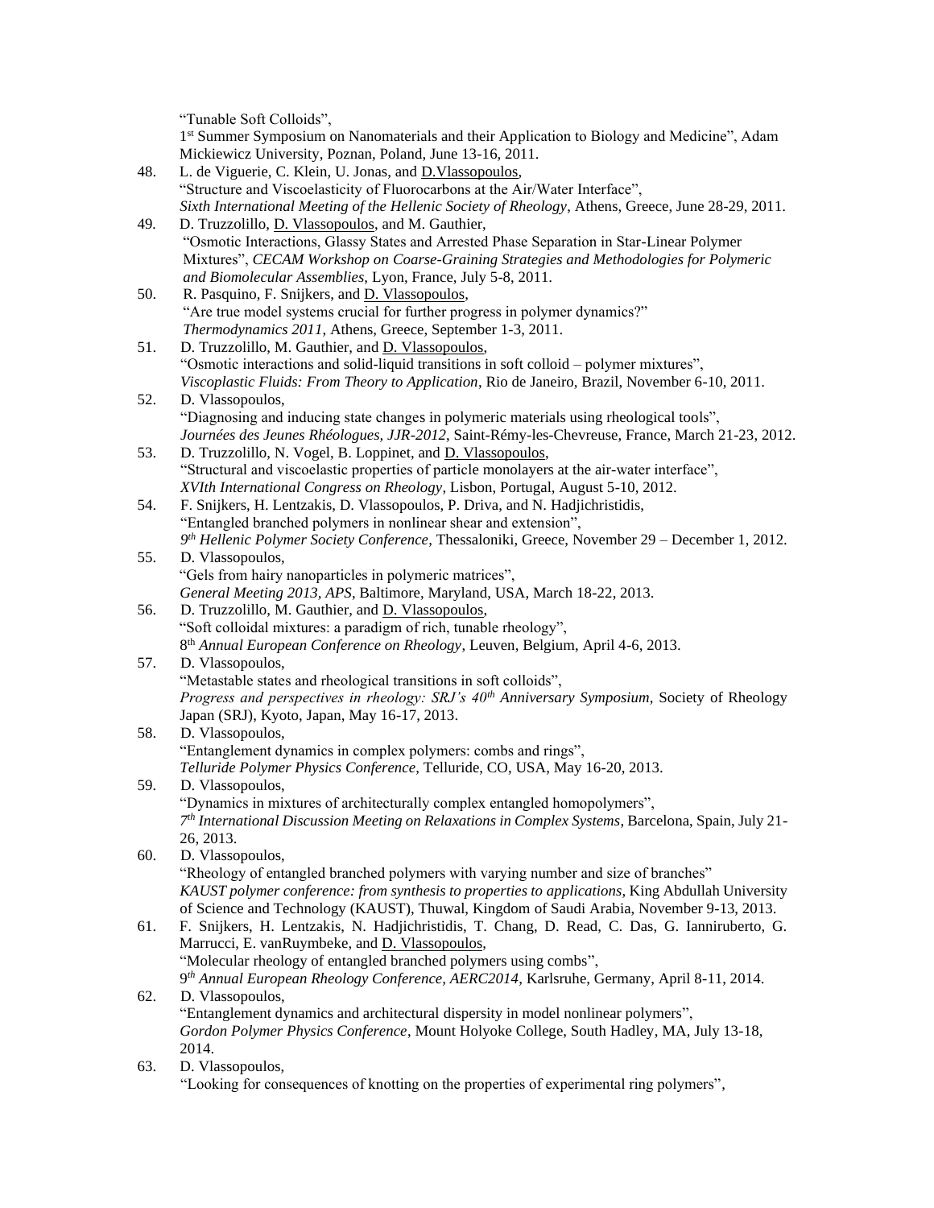"Tunable Soft Colloids",
1[st] Summer Symposium on Nanomaterials and their Application to Biology and Medicine", Adam Mickiewicz University, Poznan, Poland, June 13-16, 2011.

48. L. de Viguerie, C. Klein, U. Jonas, and D.Vlassopoulos,
"Structure and Viscoelasticity of Fluorocarbons at the Air/Water Interface",
*Sixth International Meeting of the Hellenic Society of Rheology*, Athens, Greece, June 28-29, 2011.

49. D. Truzzolillo, D. Vlassopoulos, and M. Gauthier,
"Osmotic Interactions, Glassy States and Arrested Phase Separation in Star-Linear Polymer Mixtures", *CECAM Workshop on Coarse-Graining Strategies and Methodologies for Polymeric and Biomolecular Assemblies*, Lyon, France, July 5-8, 2011.

50. R. Pasquino, F. Snijkers, and D. Vlassopoulos,
"Are true model systems crucial for further progress in polymer dynamics?"
*Thermodynamics 2011*, Athens, Greece, September 1-3, 2011.

51. D. Truzzolillo, M. Gauthier, and D. Vlassopoulos,
"Osmotic interactions and solid-liquid transitions in soft colloid – polymer mixtures",
*Viscoplastic Fluids: From Theory to Application*, Rio de Janeiro, Brazil, November 6-10, 2011.

52. D. Vlassopoulos,
"Diagnosing and inducing state changes in polymeric materials using rheological tools",
*Journées des Jeunes Rhéologues, JJR-2012*, Saint-Rémy-les-Chevreuse, France, March 21-23, 2012.

53. D. Truzzolillo, N. Vogel, B. Loppinet, and D. Vlassopoulos,
"Structural and viscoelastic properties of particle monolayers at the air-water interface",
*XVIth International Congress on Rheology*, Lisbon, Portugal, August 5-10, 2012.

54. F. Snijkers, H. Lentzakis, D. Vlassopoulos, P. Driva, and N. Hadjichristidis,
"Entangled branched polymers in nonlinear shear and extension",
*9[th] Hellenic Polymer Society Conference*, Thessaloniki, Greece, November 29 – December 1, 2012.

55. D. Vlassopoulos,
"Gels from hairy nanoparticles in polymeric matrices",
*General Meeting 2013, APS*, Baltimore, Maryland, USA, March 18-22, 2013.

56. D. Truzzolillo, M. Gauthier, and D. Vlassopoulos,
"Soft colloidal mixtures: a paradigm of rich, tunable rheology",
8[th] *Annual European Conference on Rheology*, Leuven, Belgium, April 4-6, 2013.

57. D. Vlassopoulos,
"Metastable states and rheological transitions in soft colloids",
*Progress and perspectives in rheology: SRJ's 40[th] Anniversary Symposium*, Society of Rheology Japan (SRJ), Kyoto, Japan, May 16-17, 2013.

58. D. Vlassopoulos,
"Entanglement dynamics in complex polymers: combs and rings",
*Telluride Polymer Physics Conference*, Telluride, CO, USA, May 16-20, 2013.

59. D. Vlassopoulos,
"Dynamics in mixtures of architecturally complex entangled homopolymers",
*7[th] International Discussion Meeting on Relaxations in Complex Systems*, Barcelona, Spain, July 21-26, 2013.

60. D. Vlassopoulos,
"Rheology of entangled branched polymers with varying number and size of branches"
*KAUST polymer conference: from synthesis to properties to applications*, King Abdullah University of Science and Technology (KAUST), Thuwal, Kingdom of Saudi Arabia, November 9-13, 2013.

61. F. Snijkers, H. Lentzakis, N. Hadjichristidis, T. Chang, D. Read, C. Das, G. Ianniruberto, G. Marrucci, E. vanRuymbeke, and D. Vlassopoulos,
"Molecular rheology of entangled branched polymers using combs",
9[th] *Annual European Rheology Conference, AERC2014*, Karlsruhe, Germany, April 8-11, 2014.

62. D. Vlassopoulos,
"Entanglement dynamics and architectural dispersity in model nonlinear polymers",
*Gordon Polymer Physics Conference*, Mount Holyoke College, South Hadley, MA, July 13-18, 2014.

63. D. Vlassopoulos,
"Looking for consequences of knotting on the properties of experimental ring polymers",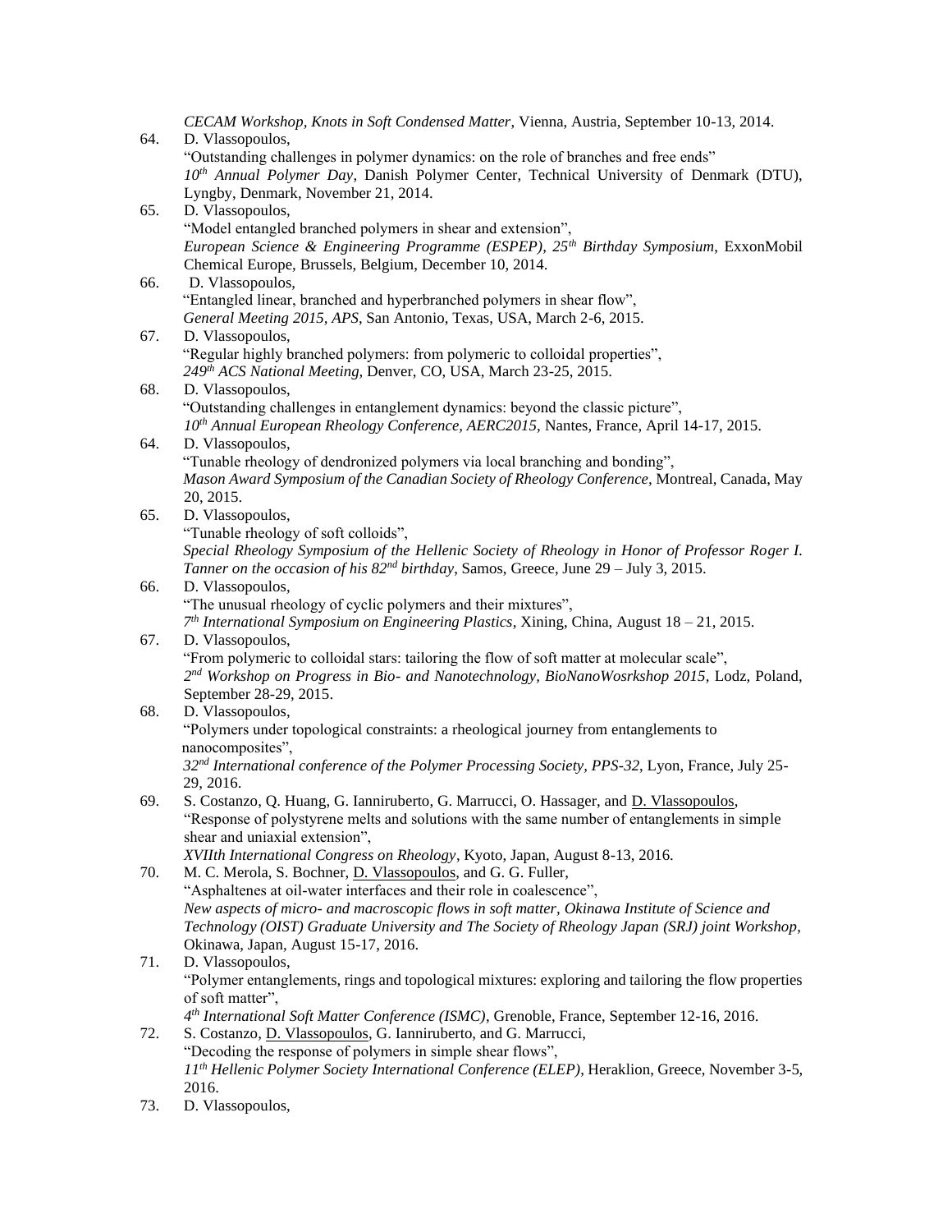*CECAM Workshop, Knots in Soft Condensed Matter*, Vienna, Austria, September 10-13, 2014.

64. D. Vlassopoulos,
"Outstanding challenges in polymer dynamics: on the role of branches and free ends"
*10th Annual Polymer Day*, Danish Polymer Center, Technical University of Denmark (DTU), Lyngby, Denmark, November 21, 2014.

65. D. Vlassopoulos,
"Model entangled branched polymers in shear and extension",
*European Science & Engineering Programme (ESPEP), 25th Birthday Symposium*, ExxonMobil Chemical Europe, Brussels, Belgium, December 10, 2014.

66. D. Vlassopoulos,
"Entangled linear, branched and hyperbranched polymers in shear flow",
*General Meeting 2015, APS*, San Antonio, Texas, USA, March 2-6, 2015.

67. D. Vlassopoulos,
"Regular highly branched polymers: from polymeric to colloidal properties",
*249th ACS National Meeting,* Denver, CO, USA, March 23-25, 2015.

68. D. Vlassopoulos,
"Outstanding challenges in entanglement dynamics: beyond the classic picture",
*10th Annual European Rheology Conference, AERC2015,* Nantes, France, April 14-17, 2015.

64. D. Vlassopoulos,
"Tunable rheology of dendronized polymers via local branching and bonding",
*Mason Award Symposium of the Canadian Society of Rheology Conference,* Montreal, Canada, May 20, 2015.

65. D. Vlassopoulos,
"Tunable rheology of soft colloids",
*Special Rheology Symposium of the Hellenic Society of Rheology in Honor of Professor Roger I. Tanner on the occasion of his 82nd birthday*, Samos, Greece, June 29 – July 3, 2015.

66. D. Vlassopoulos,
"The unusual rheology of cyclic polymers and their mixtures",
*7th International Symposium on Engineering Plastics*, Xining, China, August 18 – 21, 2015.

67. D. Vlassopoulos,
"From polymeric to colloidal stars: tailoring the flow of soft matter at molecular scale",
*2nd Workshop on Progress in Bio- and Nanotechnology, BioNanoWosrkshop 2015*, Lodz, Poland, September 28-29, 2015.

68. D. Vlassopoulos,
"Polymers under topological constraints: a rheological journey from entanglements to nanocomposites",
*32nd International conference of the Polymer Processing Society, PPS-32*, Lyon, France, July 25-29, 2016.

69. S. Costanzo, Q. Huang, G. Ianniruberto, G. Marrucci, O. Hassager, and D. Vlassopoulos,
"Response of polystyrene melts and solutions with the same number of entanglements in simple shear and uniaxial extension",
*XVIIth International Congress on Rheology*, Kyoto, Japan, August 8-13, 2016.

70. M. C. Merola, S. Bochner, D. Vlassopoulos, and G. G. Fuller,
"Asphaltenes at oil-water interfaces and their role in coalescence",
*New aspects of micro- and macroscopic flows in soft matter, Okinawa Institute of Science and Technology (OIST) Graduate University and The Society of Rheology Japan (SRJ) joint Workshop*, Okinawa, Japan, August 15-17, 2016.

71. D. Vlassopoulos,
"Polymer entanglements, rings and topological mixtures: exploring and tailoring the flow properties of soft matter",
*4th International Soft Matter Conference (ISMC)*, Grenoble, France, September 12-16, 2016.

72. S. Costanzo, D. Vlassopoulos, G. Ianniruberto, and G. Marrucci,
"Decoding the response of polymers in simple shear flows",
*11th Hellenic Polymer Society International Conference (ELEP)*, Heraklion, Greece, November 3-5, 2016.

73. D. Vlassopoulos,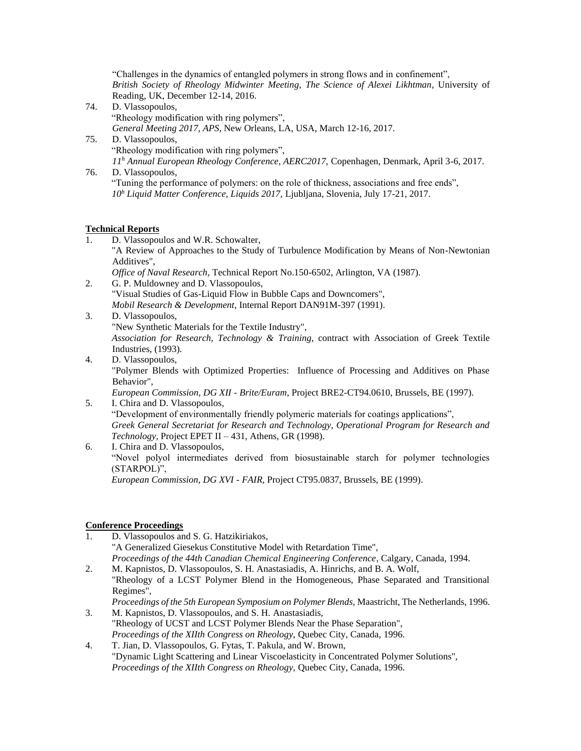"Challenges in the dynamics of entangled polymers in strong flows and in confinement",
*British Society of Rheology Midwinter Meeting, The Science of Alexei Likhtman*, University of Reading, UK, December 12-14, 2016.

74. D. Vlassopoulos,
"Rheology modification with ring polymers",
*General Meeting 2017, APS*, New Orleans, LA, USA, March 12-16, 2017.
75. D. Vlassopoulos,
"Rheology modification with ring polymers",
*11[h] Annual European Rheology Conference, AERC2017,* Copenhagen, Denmark, April 3-6, 2017.
76. D. Vlassopoulos,
"Tuning the performance of polymers: on the role of thickness, associations and free ends",
*10[h] Liquid Matter Conference, Liquids 2017,* Ljubljana, Slovenia, July 17-21, 2017.

**Technical Reports**

1. D. Vlassopoulos and W.R. Schowalter,
"A Review of Approaches to the Study of Turbulence Modification by Means of Non-Newtonian Additives",
*Office of Naval Research*, Technical Report No.150-6502, Arlington, VA (1987).
2. G. P. Muldowney and D. Vlassopoulos,
"Visual Studies of Gas-Liquid Flow in Bubble Caps and Downcomers",
*Mobil Research & Development*, Internal Report DAN91M-397 (1991).
3. D. Vlassopoulos,
"New Synthetic Materials for the Textile Industry",
*Association for Research, Technology & Training*, contract with Association of Greek Textile Industries, (1993).
4. D. Vlassopoulos,
"Polymer Blends with Optimized Properties: Influence of Processing and Additives on Phase Behavior",
*European Commission, DG XII - Brite/Euram*, Project BRE2-CT94.0610, Brussels, BE (1997).
5. I. Chira and D. Vlassopoulos,
"Development of environmentally friendly polymeric materials for coatings applications",
*Greek General Secretariat for Research and Technology, Operational Program for Research and Technology*, Project EPET II – 431, Athens, GR (1998).
6. I. Chira and D. Vlassopoulos,
"Novel polyol intermediates derived from biosustainable starch for polymer technologies (STARPOL)",
*European Commission, DG XVI - FAIR*, Project CT95.0837, Brussels, BE (1999).

**Conference Proceedings**

1. D. Vlassopoulos and S. G. Hatzikiriakos,
"A Generalized Giesekus Constitutive Model with Retardation Time",
*Proceedings of the 44th Canadian Chemical Engineering Conference*, Calgary, Canada, 1994.
2. M. Kapnistos, D. Vlassopoulos, S. H. Anastasiadis, A. Hinrichs, and B. A. Wolf,
"Rheology of a LCST Polymer Blend in the Homogeneous, Phase Separated and Transitional Regimes",
*Proceedings of the 5th European Symposium on Polymer Blends,* Maastricht, The Netherlands, 1996.
3. M. Kapnistos, D. Vlassopoulos, and S. H. Anastasiadis,
"Rheology of UCST and LCST Polymer Blends Near the Phase Separation",
*Proceedings of the XIIth Congress on Rheology,* Quebec City, Canada, 1996.
4. T. Jian, D. Vlassopoulos, G. Fytas, T. Pakula, and W. Brown,
"Dynamic Light Scattering and Linear Viscoelasticity in Concentrated Polymer Solutions",
*Proceedings of the XIIth Congress on Rheology,* Quebec City, Canada, 1996.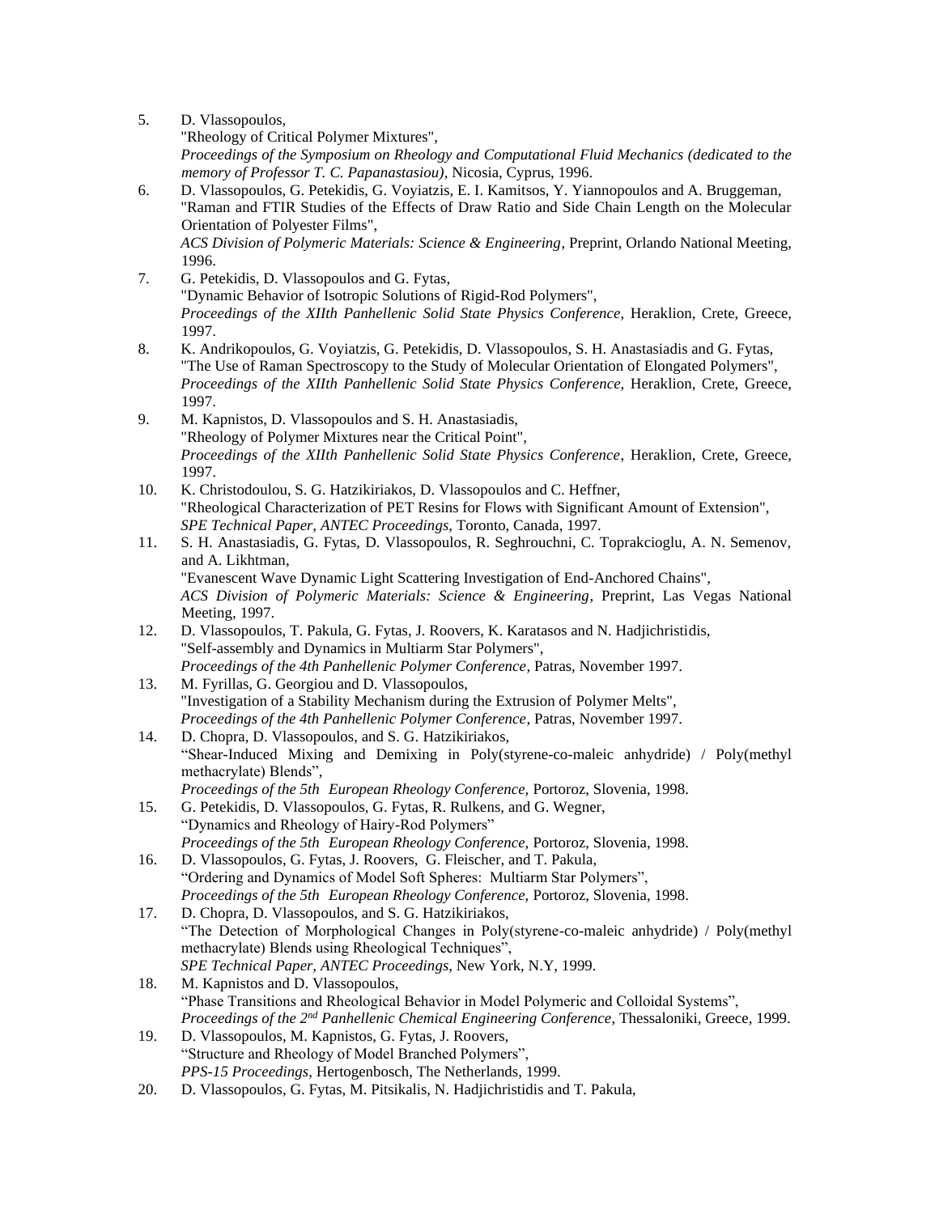5. D. Vlassopoulos,
"Rheology of Critical Polymer Mixtures",
*Proceedings of the Symposium on Rheology and Computational Fluid Mechanics (dedicated to the memory of Professor T. C. Papanastasiou)*, Nicosia, Cyprus, 1996.

6. D. Vlassopoulos, G. Petekidis, G. Voyiatzis, E. I. Kamitsos, Y. Yiannopoulos and A. Bruggeman,
"Raman and FTIR Studies of the Effects of Draw Ratio and Side Chain Length on the Molecular Orientation of Polyester Films",
*ACS Division of Polymeric Materials: Science & Engineering*, Preprint, Orlando National Meeting, 1996.

7. G. Petekidis, D. Vlassopoulos and G. Fytas,
"Dynamic Behavior of Isotropic Solutions of Rigid-Rod Polymers",
*Proceedings of the XIIth Panhellenic Solid State Physics Conference*, Heraklion, Crete, Greece, 1997.

8. K. Andrikopoulos, G. Voyiatzis, G. Petekidis, D. Vlassopoulos, S. H. Anastasiadis and G. Fytas,
"The Use of Raman Spectroscopy to the Study of Molecular Orientation of Elongated Polymers",
*Proceedings of the XIIth Panhellenic Solid State Physics Conference,* Heraklion, Crete, Greece, 1997.

9. M. Kapnistos, D. Vlassopoulos and S. H. Anastasiadis,
"Rheology of Polymer Mixtures near the Critical Point",
*Proceedings of the XIIth Panhellenic Solid State Physics Conference*, Heraklion, Crete, Greece, 1997.

10. K. Christodoulou, S. G. Hatzikiriakos, D. Vlassopoulos and C. Heffner,
"Rheological Characterization of PET Resins for Flows with Significant Amount of Extension",
*SPE Technical Paper, ANTEC Proceedings*, Toronto, Canada, 1997.

11. S. H. Anastasiadis, G. Fytas, D. Vlassopoulos, R. Seghrouchni, C. Toprakcioglu, A. N. Semenov, and A. Likhtman,
"Evanescent Wave Dynamic Light Scattering Investigation of End-Anchored Chains",
*ACS Division of Polymeric Materials: Science & Engineering*, Preprint, Las Vegas National Meeting, 1997.

12. D. Vlassopoulos, T. Pakula, G. Fytas, J. Roovers, K. Karatasos and N. Hadjichristidis,
"Self-assembly and Dynamics in Multiarm Star Polymers",
*Proceedings of the 4th Panhellenic Polymer Conference*, Patras, November 1997.

13. M. Fyrillas, G. Georgiou and D. Vlassopoulos,
"Investigation of a Stability Mechanism during the Extrusion of Polymer Melts",
*Proceedings of the 4th Panhellenic Polymer Conference*, Patras, November 1997.

14. D. Chopra, D. Vlassopoulos, and S. G. Hatzikiriakos,
"Shear-Induced Mixing and Demixing in Poly(styrene-co-maleic anhydride) / Poly(methyl methacrylate) Blends",
*Proceedings of the 5th European Rheology Conference,* Portoroz, Slovenia, 1998.

15. G. Petekidis, D. Vlassopoulos, G. Fytas, R. Rulkens, and G. Wegner,
"Dynamics and Rheology of Hairy-Rod Polymers"
*Proceedings of the 5th European Rheology Conference,* Portoroz, Slovenia, 1998.

16. D. Vlassopoulos, G. Fytas, J. Roovers, G. Fleischer, and T. Pakula,
"Ordering and Dynamics of Model Soft Spheres: Multiarm Star Polymers",
*Proceedings of the 5th European Rheology Conference,* Portoroz, Slovenia, 1998.

17. D. Chopra, D. Vlassopoulos, and S. G. Hatzikiriakos,
"The Detection of Morphological Changes in Poly(styrene-co-maleic anhydride) / Poly(methyl methacrylate) Blends using Rheological Techniques",
*SPE Technical Paper, ANTEC Proceedings*, New York, N.Y, 1999.

18. M. Kapnistos and D. Vlassopoulos,
"Phase Transitions and Rheological Behavior in Model Polymeric and Colloidal Systems",
*Proceedings of the 2nd Panhellenic Chemical Engineering Conference*, Thessaloniki, Greece, 1999.

19. D. Vlassopoulos, M. Kapnistos, G. Fytas, J. Roovers,
"Structure and Rheology of Model Branched Polymers",
*PPS-15 Proceedings*, Hertogenbosch, The Netherlands, 1999.

20. D. Vlassopoulos, G. Fytas, M. Pitsikalis, N. Hadjichristidis and T. Pakula,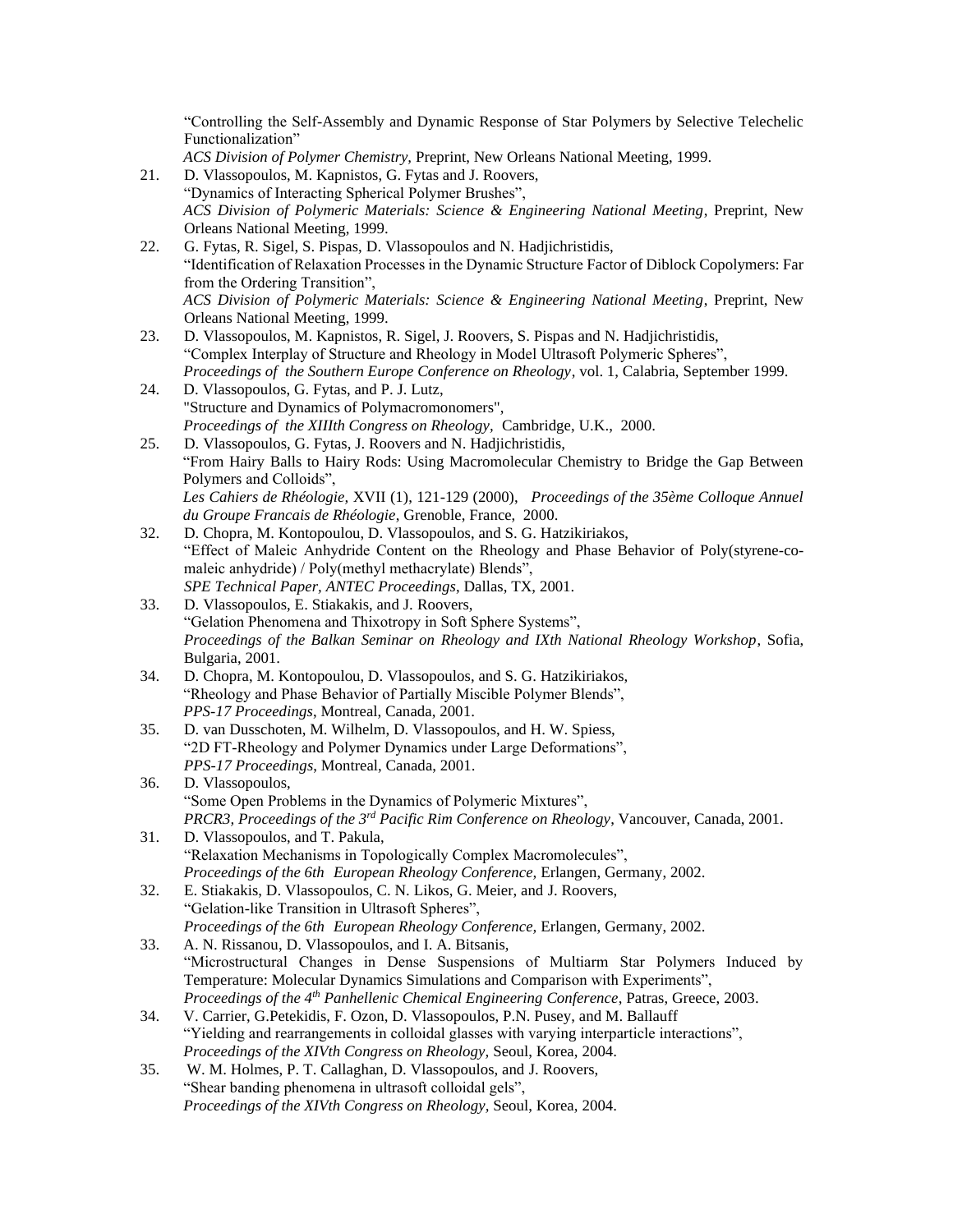"Controlling the Self-Assembly and Dynamic Response of Star Polymers by Selective Telechelic Functionalization"
*ACS Division of Polymer Chemistry,* Preprint, New Orleans National Meeting, 1999.

21. D. Vlassopoulos, M. Kapnistos, G. Fytas and J. Roovers,
"Dynamics of Interacting Spherical Polymer Brushes",
*ACS Division of Polymeric Materials: Science & Engineering National Meeting*, Preprint, New Orleans National Meeting, 1999.

22. G. Fytas, R. Sigel, S. Pispas, D. Vlassopoulos and N. Hadjichristidis,
"Identification of Relaxation Processes in the Dynamic Structure Factor of Diblock Copolymers: Far from the Ordering Transition",
*ACS Division of Polymeric Materials: Science & Engineering National Meeting*, Preprint, New Orleans National Meeting, 1999.

23. D. Vlassopoulos, M. Kapnistos, R. Sigel, J. Roovers, S. Pispas and N. Hadjichristidis,
"Complex Interplay of Structure and Rheology in Model Ultrasoft Polymeric Spheres",
*Proceedings of the Southern Europe Conference on Rheology*, vol. 1, Calabria, September 1999.

24. D. Vlassopoulos, G. Fytas, and P. J. Lutz,
"Structure and Dynamics of Polymacromonomers",
*Proceedings of the XIIIth Congress on Rheology,* Cambridge, U.K., 2000.

25. D. Vlassopoulos, G. Fytas, J. Roovers and N. Hadjichristidis,
"From Hairy Balls to Hairy Rods: Using Macromolecular Chemistry to Bridge the Gap Between Polymers and Colloids",
*Les Cahiers de Rhéologie,* XVII (1), 121-129 (2000), *Proceedings of the 35ème Colloque Annuel du Groupe Francais de Rhéologie*, Grenoble, France, 2000.

32. D. Chopra, M. Kontopoulou, D. Vlassopoulos, and S. G. Hatzikiriakos,
"Effect of Maleic Anhydride Content on the Rheology and Phase Behavior of Poly(styrene-co-maleic anhydride) / Poly(methyl methacrylate) Blends",
*SPE Technical Paper, ANTEC Proceedings*, Dallas, TX, 2001.

33. D. Vlassopoulos, E. Stiakakis, and J. Roovers,
"Gelation Phenomena and Thixotropy in Soft Sphere Systems",
*Proceedings of the Balkan Seminar on Rheology and IXth National Rheology Workshop*, Sofia, Bulgaria, 2001.

34. D. Chopra, M. Kontopoulou, D. Vlassopoulos, and S. G. Hatzikiriakos,
"Rheology and Phase Behavior of Partially Miscible Polymer Blends",
*PPS-17 Proceedings*, Montreal, Canada, 2001.

35. D. van Dusschoten, M. Wilhelm, D. Vlassopoulos, and H. W. Spiess,
"2D FT-Rheology and Polymer Dynamics under Large Deformations",
*PPS-17 Proceedings*, Montreal, Canada, 2001.

36. D. Vlassopoulos,
"Some Open Problems in the Dynamics of Polymeric Mixtures",
*PRCR3, Proceedings of the 3rd Pacific Rim Conference on Rheology*, Vancouver, Canada, 2001.

31. D. Vlassopoulos, and T. Pakula,
"Relaxation Mechanisms in Topologically Complex Macromolecules",
*Proceedings of the 6th European Rheology Conference,* Erlangen, Germany, 2002.

32. E. Stiakakis, D. Vlassopoulos, C. N. Likos, G. Meier, and J. Roovers,
"Gelation-like Transition in Ultrasoft Spheres",
*Proceedings of the 6th European Rheology Conference,* Erlangen, Germany, 2002.

33. A. N. Rissanou, D. Vlassopoulos, and I. A. Bitsanis,
"Microstructural Changes in Dense Suspensions of Multiarm Star Polymers Induced by Temperature: Molecular Dynamics Simulations and Comparison with Experiments",
*Proceedings of the 4th Panhellenic Chemical Engineering Conference*, Patras, Greece, 2003.

34. V. Carrier, G.Petekidis, F. Ozon, D. Vlassopoulos, P.N. Pusey, and M. Ballauff
"Yielding and rearrangements in colloidal glasses with varying interparticle interactions",
*Proceedings of the XIVth Congress on Rheology,* Seoul, Korea, 2004.

35. W. M. Holmes, P. T. Callaghan, D. Vlassopoulos, and J. Roovers,
"Shear banding phenomena in ultrasoft colloidal gels",
*Proceedings of the XIVth Congress on Rheology,* Seoul, Korea, 2004.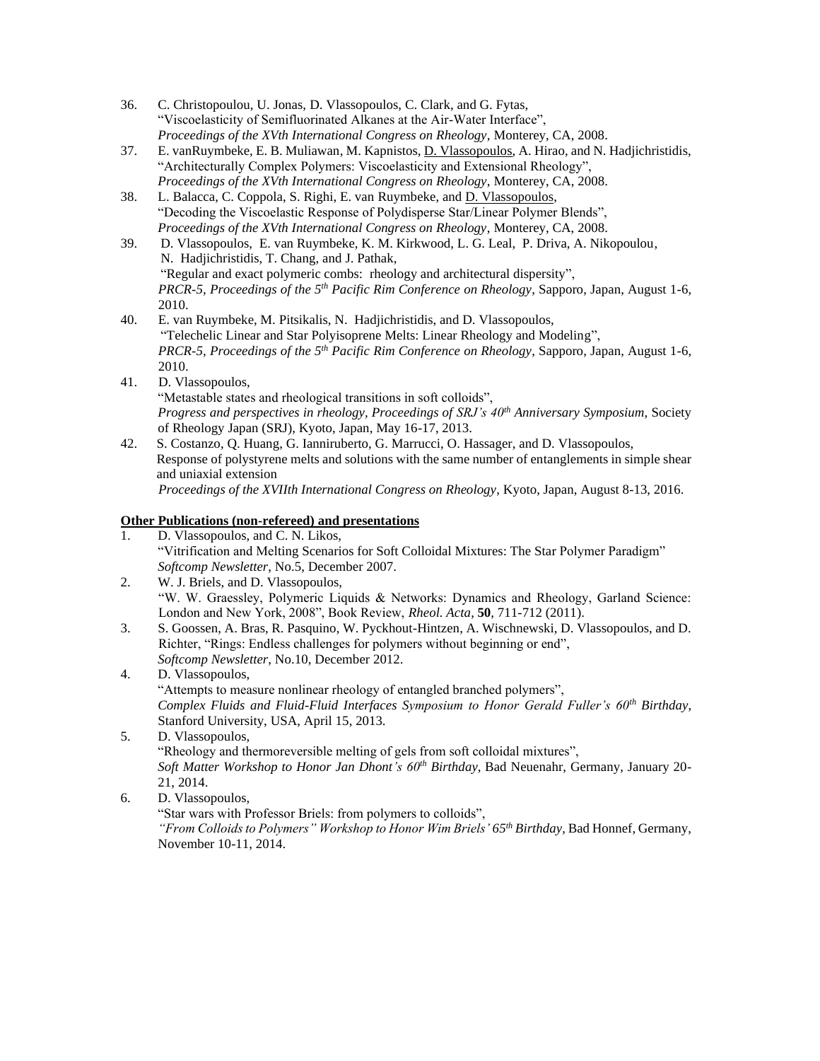36. C. Christopoulou, U. Jonas, D. Vlassopoulos, C. Clark, and G. Fytas, "Viscoelasticity of Semifluorinated Alkanes at the Air-Water Interface", *Proceedings of the XVth International Congress on Rheology*, Monterey, CA, 2008.
37. E. vanRuymbeke, E. B. Muliawan, M. Kapnistos, D. Vlassopoulos, A. Hirao, and N. Hadjichristidis, "Architecturally Complex Polymers: Viscoelasticity and Extensional Rheology", *Proceedings of the XVth International Congress on Rheology*, Monterey, CA, 2008.
38. L. Balacca, C. Coppola, S. Righi, E. van Ruymbeke, and D. Vlassopoulos, "Decoding the Viscoelastic Response of Polydisperse Star/Linear Polymer Blends", *Proceedings of the XVth International Congress on Rheology*, Monterey, CA, 2008.
39. D. Vlassopoulos, E. van Ruymbeke, K. M. Kirkwood, L. G. Leal, P. Driva, A. Nikopoulou, N. Hadjichristidis, T. Chang, and J. Pathak, "Regular and exact polymeric combs: rheology and architectural dispersity", *PRCR-5, Proceedings of the 5th Pacific Rim Conference on Rheology*, Sapporo, Japan, August 1-6, 2010.
40. E. van Ruymbeke, M. Pitsikalis, N. Hadjichristidis, and D. Vlassopoulos, "Telechelic Linear and Star Polyisoprene Melts: Linear Rheology and Modeling", *PRCR-5, Proceedings of the 5th Pacific Rim Conference on Rheology*, Sapporo, Japan, August 1-6, 2010.
41. D. Vlassopoulos, "Metastable states and rheological transitions in soft colloids", *Progress and perspectives in rheology, Proceedings of SRJ's 40th Anniversary Symposium*, Society of Rheology Japan (SRJ), Kyoto, Japan, May 16-17, 2013.
42. S. Costanzo, Q. Huang, G. Ianniruberto, G. Marrucci, O. Hassager, and D. Vlassopoulos, Response of polystyrene melts and solutions with the same number of entanglements in simple shear and uniaxial extension *Proceedings of the XVIIth International Congress on Rheology*, Kyoto, Japan, August 8-13, 2016.

**Other Publications (non-refereed) and presentations**

1. D. Vlassopoulos, and C. N. Likos, "Vitrification and Melting Scenarios for Soft Colloidal Mixtures: The Star Polymer Paradigm" *Softcomp Newsletter*, No.5, December 2007.
2. W. J. Briels, and D. Vlassopoulos, "W. W. Graessley, Polymeric Liquids & Networks: Dynamics and Rheology, Garland Science: London and New York, 2008", Book Review, *Rheol. Acta*, **50**, 711-712 (2011).
3. S. Goossen, A. Bras, R. Pasquino, W. Pyckhout-Hintzen, A. Wischnewski, D. Vlassopoulos, and D. Richter, "Rings: Endless challenges for polymers without beginning or end", *Softcomp Newsletter*, No.10, December 2012.
4. D. Vlassopoulos, "Attempts to measure nonlinear rheology of entangled branched polymers", *Complex Fluids and Fluid-Fluid Interfaces Symposium to Honor Gerald Fuller's 60th Birthday*, Stanford University, USA, April 15, 2013.
5. D. Vlassopoulos, "Rheology and thermoreversible melting of gels from soft colloidal mixtures", *Soft Matter Workshop to Honor Jan Dhont's 60th Birthday*, Bad Neuenahr, Germany, January 20-21, 2014.
6. D. Vlassopoulos, "Star wars with Professor Briels: from polymers to colloids", *"From Colloids to Polymers" Workshop to Honor Wim Briels' 65th Birthday*, Bad Honnef, Germany, November 10-11, 2014.